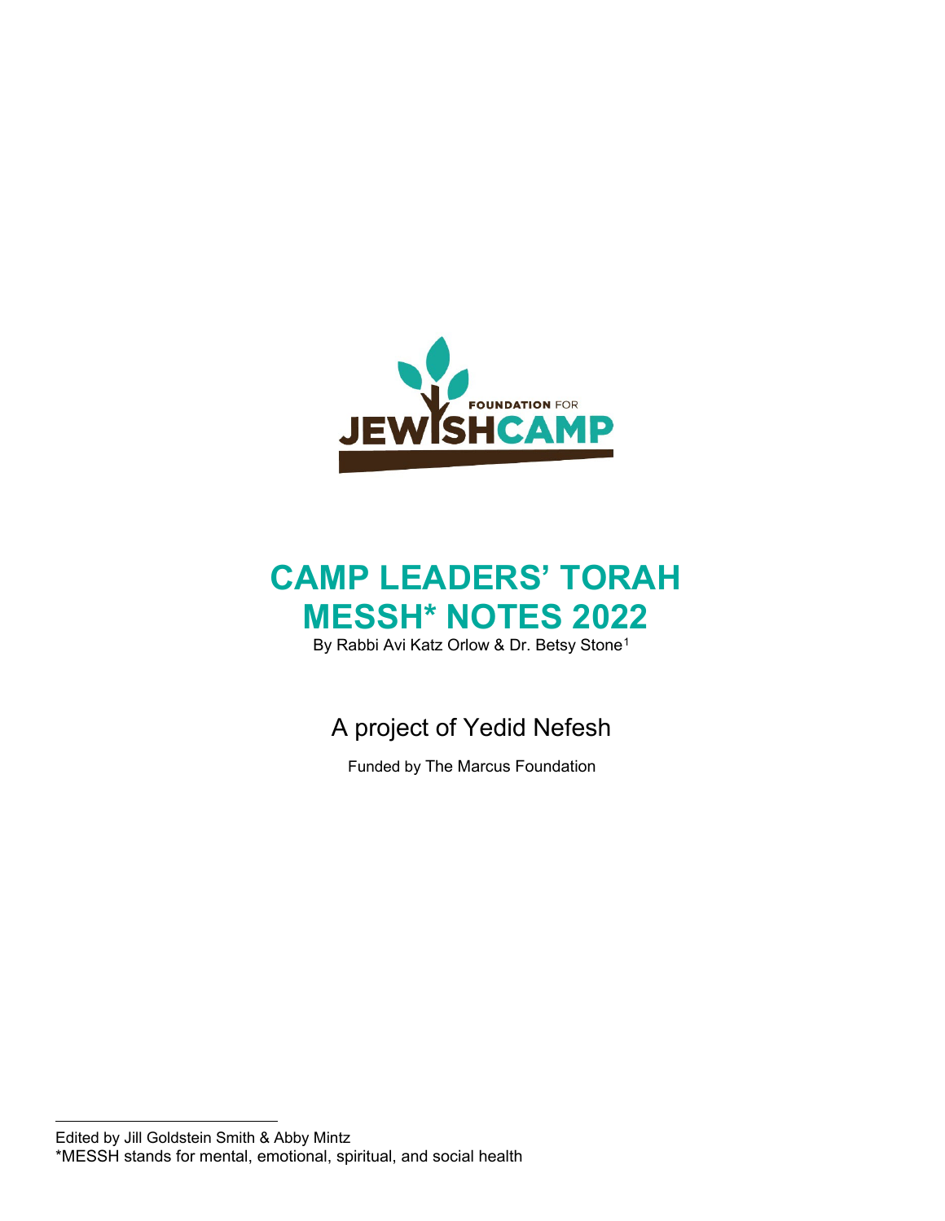FOUNDATION FOR JEWISH CAMP

# CAMP LEADERS' TORAH MESSH* NOTES 2022

By Rabbi Avi Katz Orlow & Dr. Betsy Stone[1]

## A project of Yedid Nefesh

Funded by The Marcus Foundation

---

[1] Edited by Jill Goldstein Smith & Abby Mintz

*MESSH stands for mental, emotional, spiritual, and social health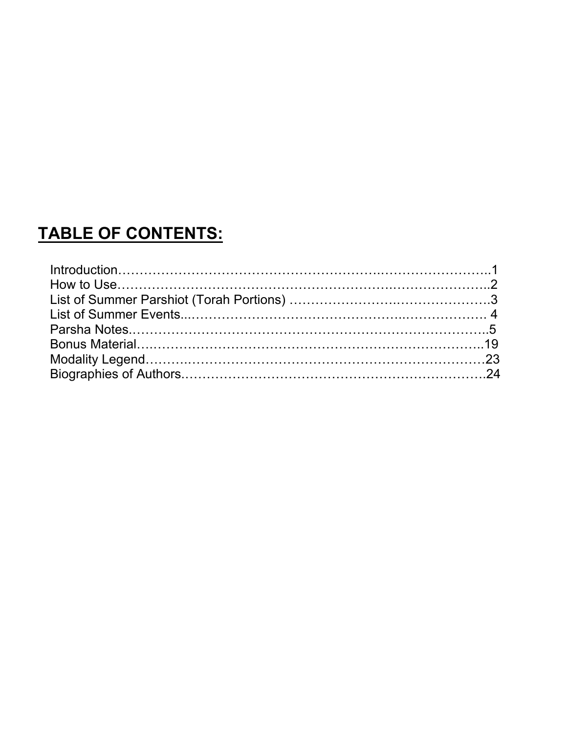# **TABLE OF CONTENTS:**

Introduction……………………………………………………………………………..1
How to Use……………………………………………………………………………..2
List of Summer Parshiot (Torah Portions) ……………………………………….3
List of Summer Events..……………………………………………………………. 4
Parsha Notes……………………………………………………………………………..5
Bonus Material……………………………………………………………………….19
Modality Legend………………………………………………………………………23
Biographies of Authors……………………………………………………………….24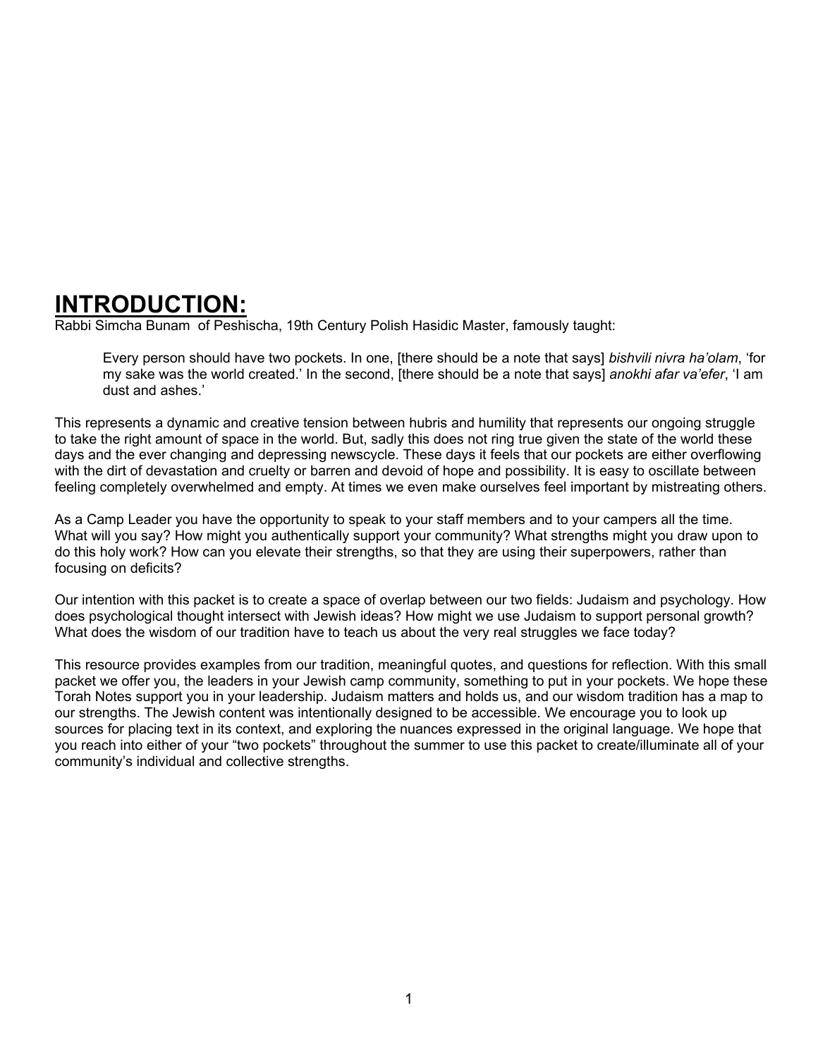# INTRODUCTION:

Rabbi Simcha Bunam  of Peshischa, 19th Century Polish Hasidic Master, famously taught:

> Every person should have two pockets. In one, [there should be a note that says] *bishvili nivra ha'olam*, 'for my sake was the world created.' In the second, [there should be a note that says] *anokhi afar va'efer*, 'I am dust and ashes.'

This represents a dynamic and creative tension between hubris and humility that represents our ongoing struggle to take the right amount of space in the world. But, sadly this does not ring true given the state of the world these days and the ever changing and depressing newscycle. These days it feels that our pockets are either overflowing with the dirt of devastation and cruelty or barren and devoid of hope and possibility. It is easy to oscillate between feeling completely overwhelmed and empty. At times we even make ourselves feel important by mistreating others.

As a Camp Leader you have the opportunity to speak to your staff members and to your campers all the time. What will you say? How might you authentically support your community? What strengths might you draw upon to do this holy work? How can you elevate their strengths, so that they are using their superpowers, rather than focusing on deficits?

Our intention with this packet is to create a space of overlap between our two fields: Judaism and psychology. How does psychological thought intersect with Jewish ideas? How might we use Judaism to support personal growth? What does the wisdom of our tradition have to teach us about the very real struggles we face today?

This resource provides examples from our tradition, meaningful quotes, and questions for reflection. With this small packet we offer you, the leaders in your Jewish camp community, something to put in your pockets. We hope these Torah Notes support you in your leadership. Judaism matters and holds us, and our wisdom tradition has a map to our strengths. The Jewish content was intentionally designed to be accessible. We encourage you to look up sources for placing text in its context, and exploring the nuances expressed in the original language. We hope that you reach into either of your "two pockets" throughout the summer to use this packet to create/illuminate all of your community's individual and collective strengths.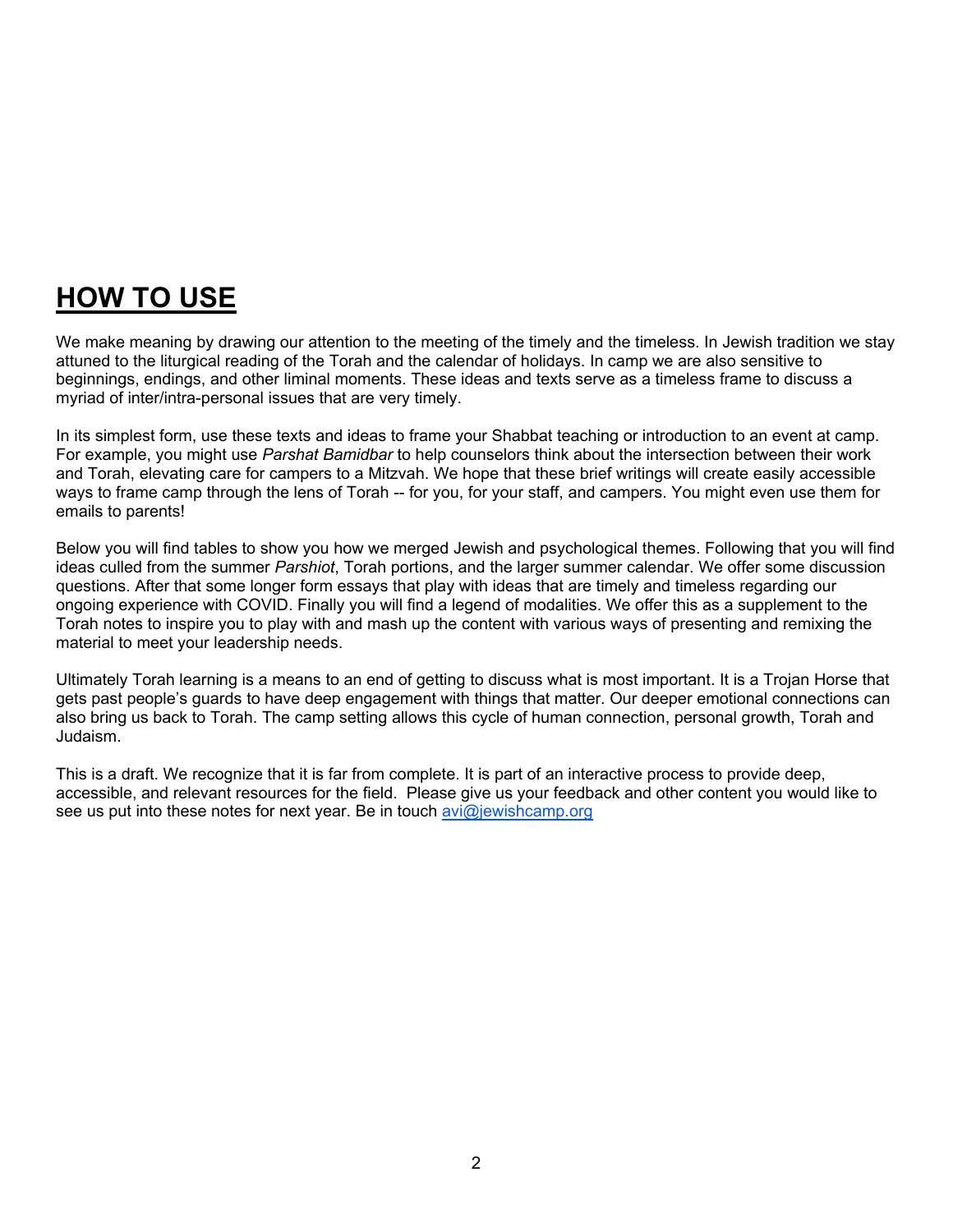## **HOW TO USE**

We make meaning by drawing our attention to the meeting of the timely and the timeless. In Jewish tradition we stay attuned to the liturgical reading of the Torah and the calendar of holidays. In camp we are also sensitive to beginnings, endings, and other liminal moments. These ideas and texts serve as a timeless frame to discuss a myriad of inter/intra-personal issues that are very timely.

In its simplest form, use these texts and ideas to frame your Shabbat teaching or introduction to an event at camp. For example, you might use *Parshat Bamidbar* to help counselors think about the intersection between their work and Torah, elevating care for campers to a Mitzvah. We hope that these brief writings will create easily accessible ways to frame camp through the lens of Torah -- for you, for your staff, and campers. You might even use them for emails to parents!

Below you will find tables to show you how we merged Jewish and psychological themes. Following that you will find ideas culled from the summer *Parshiot*, Torah portions, and the larger summer calendar. We offer some discussion questions. After that some longer form essays that play with ideas that are timely and timeless regarding our ongoing experience with COVID. Finally you will find a legend of modalities. We offer this as a supplement to the Torah notes to inspire you to play with and mash up the content with various ways of presenting and remixing the material to meet your leadership needs.

Ultimately Torah learning is a means to an end of getting to discuss what is most important. It is a Trojan Horse that gets past people's guards to have deep engagement with things that matter. Our deeper emotional connections can also bring us back to Torah. The camp setting allows this cycle of human connection, personal growth, Torah and Judaism.

This is a draft. We recognize that it is far from complete. It is part of an interactive process to provide deep, accessible, and relevant resources for the field. Please give us your feedback and other content you would like to see us put into these notes for next year. Be in touch [avi@jewishcamp.org](mailto:avi@jewishcamp.org)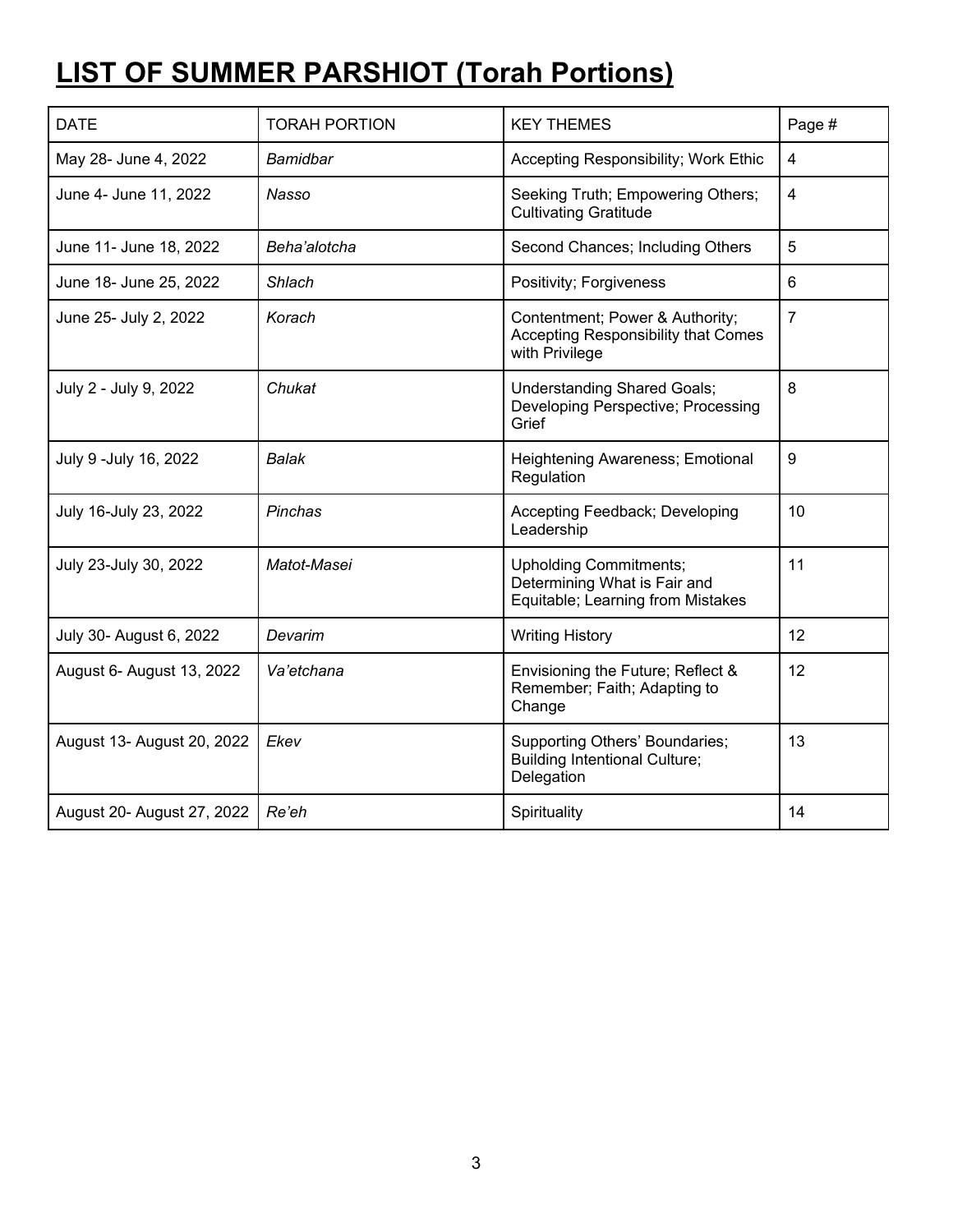# LIST OF SUMMER PARSHIOT (Torah Portions)

| DATE | TORAH PORTION | KEY THEMES | Page # |
|---|---|---|---|
| May 28- June 4, 2022 | *Bamidbar* | Accepting Responsibility; Work Ethic | 4 |
| June 4- June 11, 2022 | *Nasso* | Seeking Truth; Empowering Others; Cultivating Gratitude | 4 |
| June 11- June 18, 2022 | *Beha'alotcha* | Second Chances; Including Others | 5 |
| June 18- June 25, 2022 | *Shlach* | Positivity; Forgiveness | 6 |
| June 25- July 2, 2022 | *Korach* | Contentment; Power & Authority; Accepting Responsibility that Comes with Privilege | 7 |
| July 2 - July 9, 2022 | *Chukat* | Understanding Shared Goals; Developing Perspective; Processing Grief | 8 |
| July 9 -July 16, 2022 | *Balak* | Heightening Awareness; Emotional Regulation | 9 |
| July 16-July 23, 2022 | *Pinchas* | Accepting Feedback; Developing Leadership | 10 |
| July 23-July 30, 2022 | *Matot-Masei* | Upholding Commitments; Determining What is Fair and Equitable; Learning from Mistakes | 11 |
| July 30- August 6, 2022 | *Devarim* | Writing History | 12 |
| August 6- August 13, 2022 | *Va'etchana* | Envisioning the Future; Reflect & Remember; Faith; Adapting to Change | 12 |
| August 13- August 20, 2022 | *Ekev* | Supporting Others' Boundaries; Building Intentional Culture; Delegation | 13 |
| August 20- August 27, 2022 | *Re'eh* | Spirituality | 14 |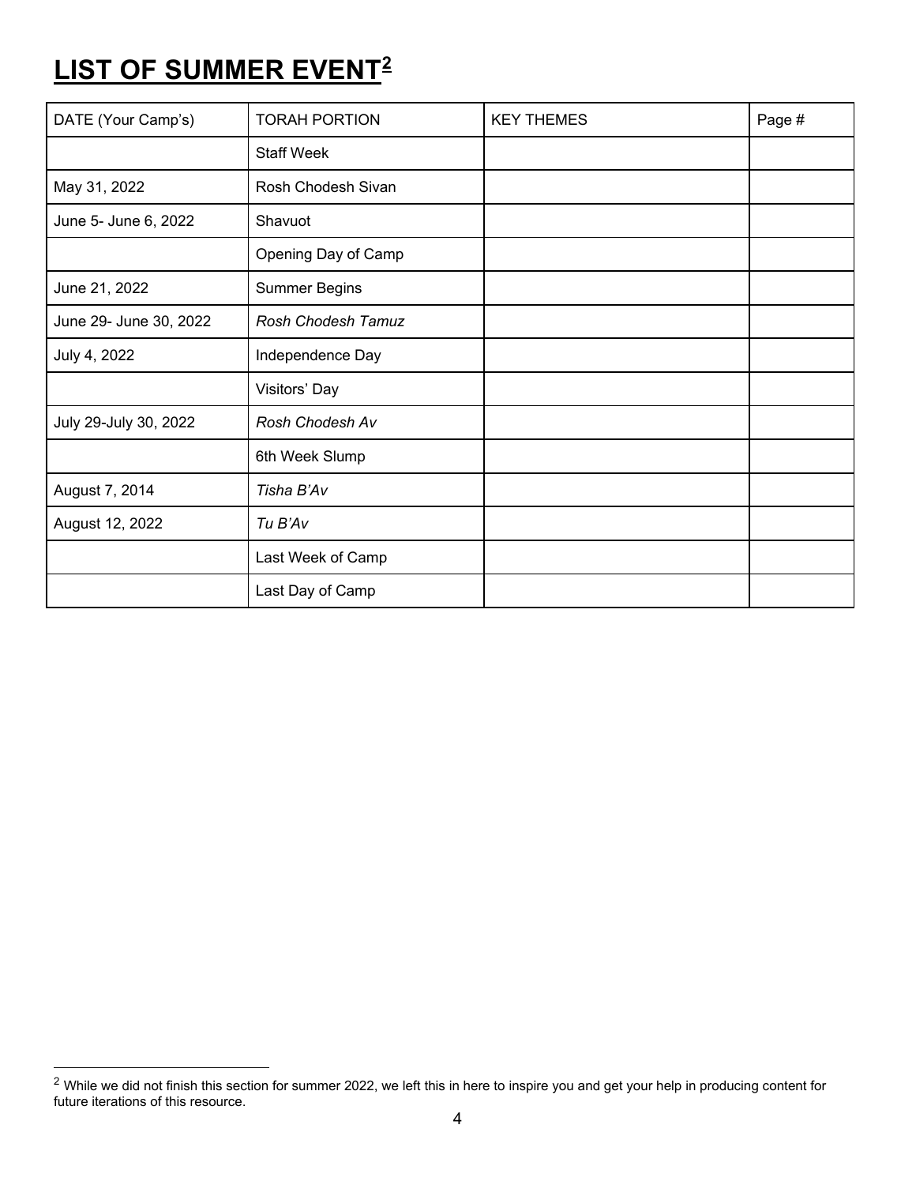# LIST OF SUMMER EVENT[2]

| DATE (Your Camp's) | TORAH PORTION | KEY THEMES | Page # |
|---|---|---|---|
| | Staff Week | | |
| May 31, 2022 | Rosh Chodesh Sivan | | |
| June 5- June 6, 2022 | Shavuot | | |
| | Opening Day of Camp | | |
| June 21, 2022 | Summer Begins | | |
| June 29- June 30, 2022 | *Rosh Chodesh Tamuz* | | |
| July 4, 2022 | Independence Day | | |
| | Visitors' Day | | |
| July 29-July 30, 2022 | *Rosh Chodesh Av* | | |
| | 6th Week Slump | | |
| August 7, 2014 | *Tisha B'Av* | | |
| August 12, 2022 | *Tu B'Av* | | |
| | Last Week of Camp | | |
| | Last Day of Camp | | |

[2] While we did not finish this section for summer 2022, we left this in here to inspire you and get your help in producing content for future iterations of this resource.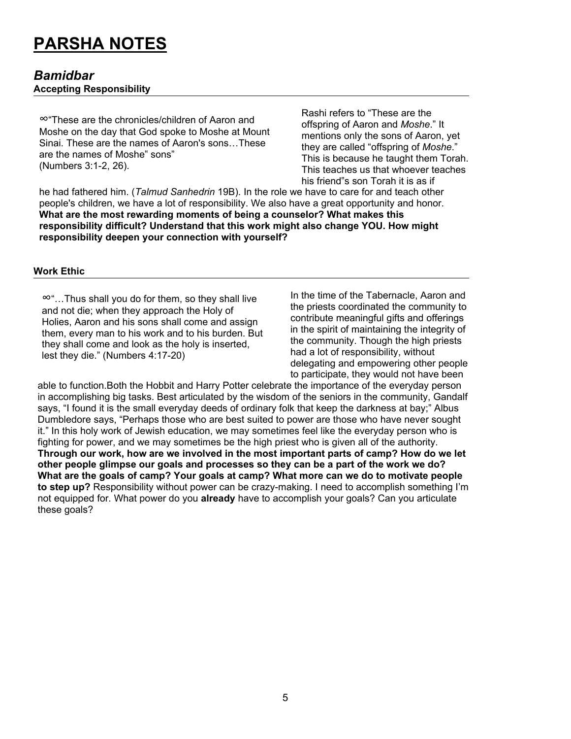# PARSHA NOTES

## *Bamidbar*

### Accepting Responsibility

∞"These are the chronicles/children of Aaron and Moshe on the day that God spoke to Moshe at Mount Sinai. These are the names of Aaron's sons…These are the names of Moshe" sons" (Numbers 3:1-2, 26).

Rashi refers to "These are the offspring of Aaron and *Moshe*." It mentions only the sons of Aaron, yet they are called "offspring of *Moshe*." This is because he taught them Torah. This teaches us that whoever teaches his friend"s son Torah it is as if he had fathered him. (*Talmud Sanhedrin* 19B). In the role we have to care for and teach other people's children, we have a lot of responsibility. We also have a great opportunity and honor. **What are the most rewarding moments of being a counselor? What makes this responsibility difficult? Understand that this work might also change YOU. How might responsibility deepen your connection with yourself?**

### Work Ethic

∞"…Thus shall you do for them, so they shall live and not die; when they approach the Holy of Holies, Aaron and his sons shall come and assign them, every man to his work and to his burden. But they shall come and look as the holy is inserted, lest they die." (Numbers 4:17-20)

In the time of the Tabernacle, Aaron and the priests coordinated the community to contribute meaningful gifts and offerings in the spirit of maintaining the integrity of the community. Though the high priests had a lot of responsibility, without delegating and empowering other people to participate, they would not have been able to function.Both the Hobbit and Harry Potter celebrate the importance of the everyday person in accomplishing big tasks. Best articulated by the wisdom of the seniors in the community, Gandalf says, "I found it is the small everyday deeds of ordinary folk that keep the darkness at bay;" Albus Dumbledore says, "Perhaps those who are best suited to power are those who have never sought it." In this holy work of Jewish education, we may sometimes feel like the everyday person who is fighting for power, and we may sometimes be the high priest who is given all of the authority. **Through our work, how are we involved in the most important parts of camp? How do we let other people glimpse our goals and processes so they can be a part of the work we do? What are the goals of camp? Your goals at camp? What more can we do to motivate people to step up?** Responsibility without power can be crazy-making. I need to accomplish something I'm not equipped for. What power do you **already** have to accomplish your goals? Can you articulate these goals?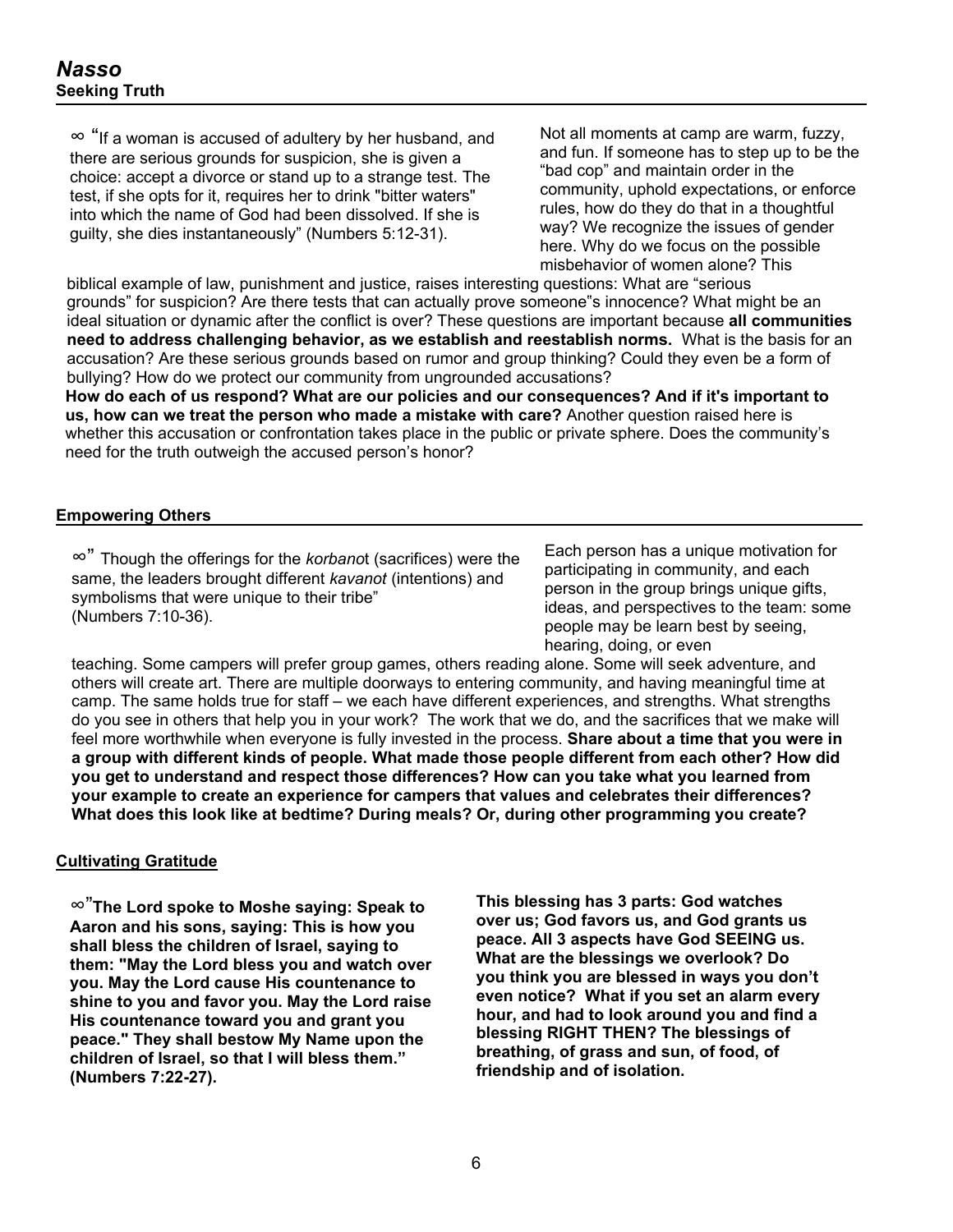## *Nasso*

### Seeking Truth

∞ "If a woman is accused of adultery by her husband, and there are serious grounds for suspicion, she is given a choice: accept a divorce or stand up to a strange test. The test, if she opts for it, requires her to drink "bitter waters" into which the name of God had been dissolved. If she is guilty, she dies instantaneously" (Numbers 5:12-31).

Not all moments at camp are warm, fuzzy, and fun. If someone has to step up to be the "bad cop" and maintain order in the community, uphold expectations, or enforce rules, how do they do that in a thoughtful way? We recognize the issues of gender here. Why do we focus on the possible misbehavior of women alone? This biblical example of law, punishment and justice, raises interesting questions: What are "serious grounds" for suspicion? Are there tests that can actually prove someone"s innocence? What might be an ideal situation or dynamic after the conflict is over? These questions are important because **all communities need to address challenging behavior, as we establish and reestablish norms.** What is the basis for an accusation? Are these serious grounds based on rumor and group thinking? Could they even be a form of bullying? How do we protect our community from ungrounded accusations?
**How do each of us respond? What are our policies and our consequences? And if it's important to us, how can we treat the person who made a mistake with care?** Another question raised here is whether this accusation or confrontation takes place in the public or private sphere. Does the community's need for the truth outweigh the accused person's honor?

### Empowering Others

∞" Though the offerings for the *korbano*t (sacrifices) were the same, the leaders brought different *kavanot* (intentions) and symbolisms that were unique to their tribe" (Numbers 7:10-36).

Each person has a unique motivation for participating in community, and each person in the group brings unique gifts, ideas, and perspectives to the team: some people may be learn best by seeing, hearing, doing, or even teaching. Some campers will prefer group games, others reading alone. Some will seek adventure, and others will create art. There are multiple doorways to entering community, and having meaningful time at camp. The same holds true for staff – we each have different experiences, and strengths. What strengths do you see in others that help you in your work? The work that we do, and the sacrifices that we make will feel more worthwhile when everyone is fully invested in the process. **Share about a time that you were in a group with different kinds of people. What made those people different from each other? How did you get to understand and respect those differences? How can you take what you learned from your example to create an experience for campers that values and celebrates their differences? What does this look like at bedtime? During meals? Or, during other programming you create?**

### Cultivating Gratitude

∞"**The Lord spoke to Moshe saying: Speak to Aaron and his sons, saying: This is how you shall bless the children of Israel, saying to them: "May the Lord bless you and watch over you. May the Lord cause His countenance to shine to you and favor you. May the Lord raise His countenance toward you and grant you peace." They shall bestow My Name upon the children of Israel, so that I will bless them." (Numbers 7:22-27).**

**This blessing has 3 parts: God watches over us; God favors us, and God grants us peace. All 3 aspects have God SEEING us. What are the blessings we overlook? Do you think you are blessed in ways you don't even notice? What if you set an alarm every hour, and had to look around you and find a blessing RIGHT THEN? The blessings of breathing, of grass and sun, of food, of friendship and of isolation.**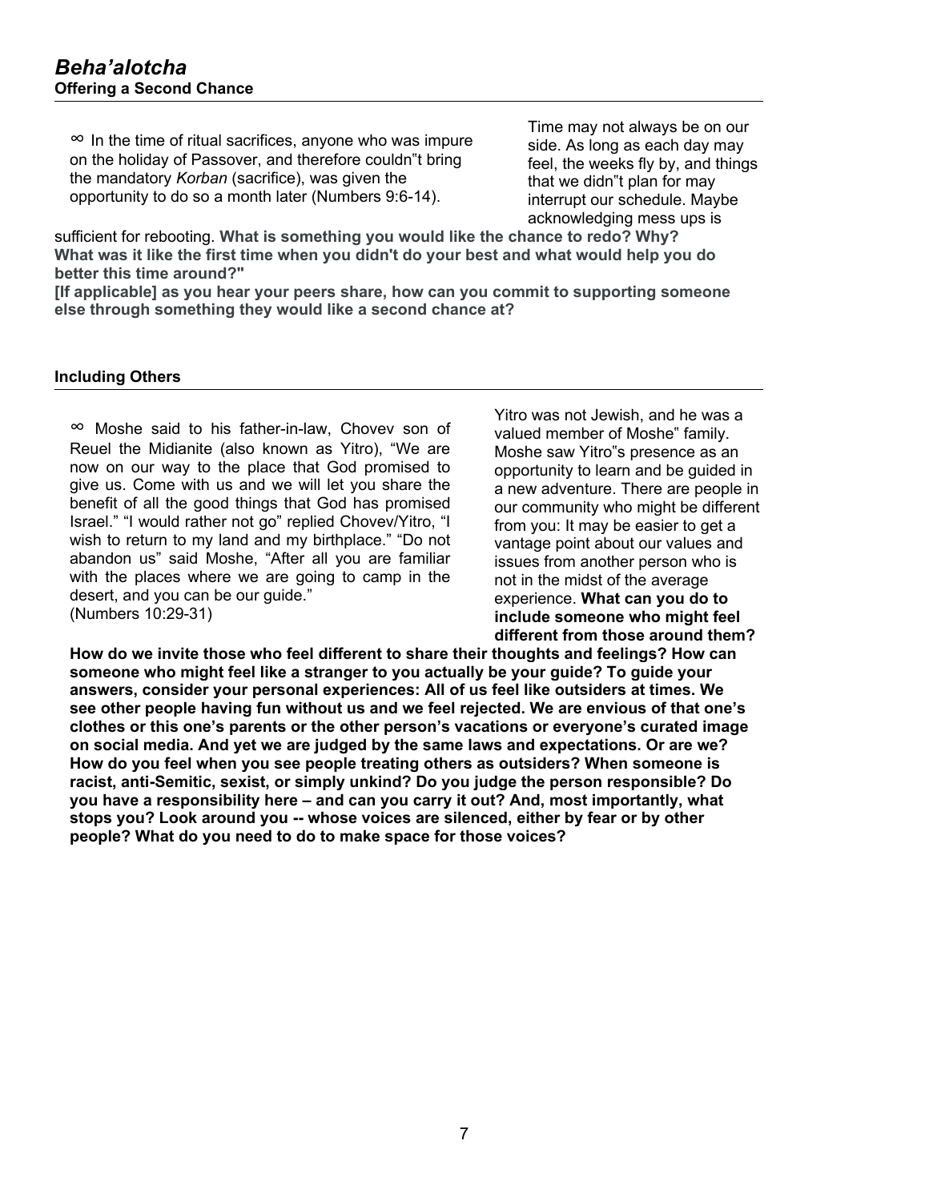## *Beha'alotcha*

### Offering a Second Chance

∞ In the time of ritual sacrifices, anyone who was impure on the holiday of Passover, and therefore couldn"t bring the mandatory *Korban* (sacrifice), was given the opportunity to do so a month later (Numbers 9:6-14).

Time may not always be on our side. As long as each day may feel, the weeks fly by, and things that we didn"t plan for may interrupt our schedule. Maybe acknowledging mess ups is sufficient for rebooting. **What is something you would like the chance to redo? Why? What was it like the first time when you didn't do your best and what would help you do better this time around?"**

**[If applicable] as you hear your peers share, how can you commit to supporting someone else through something they would like a second chance at?**

### Including Others

∞ Moshe said to his father-in-law, Chovev son of Reuel the Midianite (also known as Yitro), "We are now on our way to the place that God promised to give us. Come with us and we will let you share the benefit of all the good things that God has promised Israel." "I would rather not go" replied Chovev/Yitro, "I wish to return to my land and my birthplace." "Do not abandon us" said Moshe, "After all you are familiar with the places where we are going to camp in the desert, and you can be our guide."
(Numbers 10:29-31)

Yitro was not Jewish, and he was a valued member of Moshe" family. Moshe saw Yitro"s presence as an opportunity to learn and be guided in a new adventure. There are people in our community who might be different from you: It may be easier to get a vantage point about our values and issues from another person who is not in the midst of the average experience. **What can you do to include someone who might feel different from those around them? How do we invite those who feel different to share their thoughts and feelings? How can someone who might feel like a stranger to you actually be your guide? To guide your answers, consider your personal experiences: All of us feel like outsiders at times. We see other people having fun without us and we feel rejected. We are envious of that one's clothes or this one's parents or the other person's vacations or everyone's curated image on social media. And yet we are judged by the same laws and expectations. Or are we? How do you feel when you see people treating others as outsiders? When someone is racist, anti-Semitic, sexist, or simply unkind? Do you judge the person responsible? Do you have a responsibility here – and can you carry it out? And, most importantly, what stops you? Look around you -- whose voices are silenced, either by fear or by other people? What do you need to do to make space for those voices?**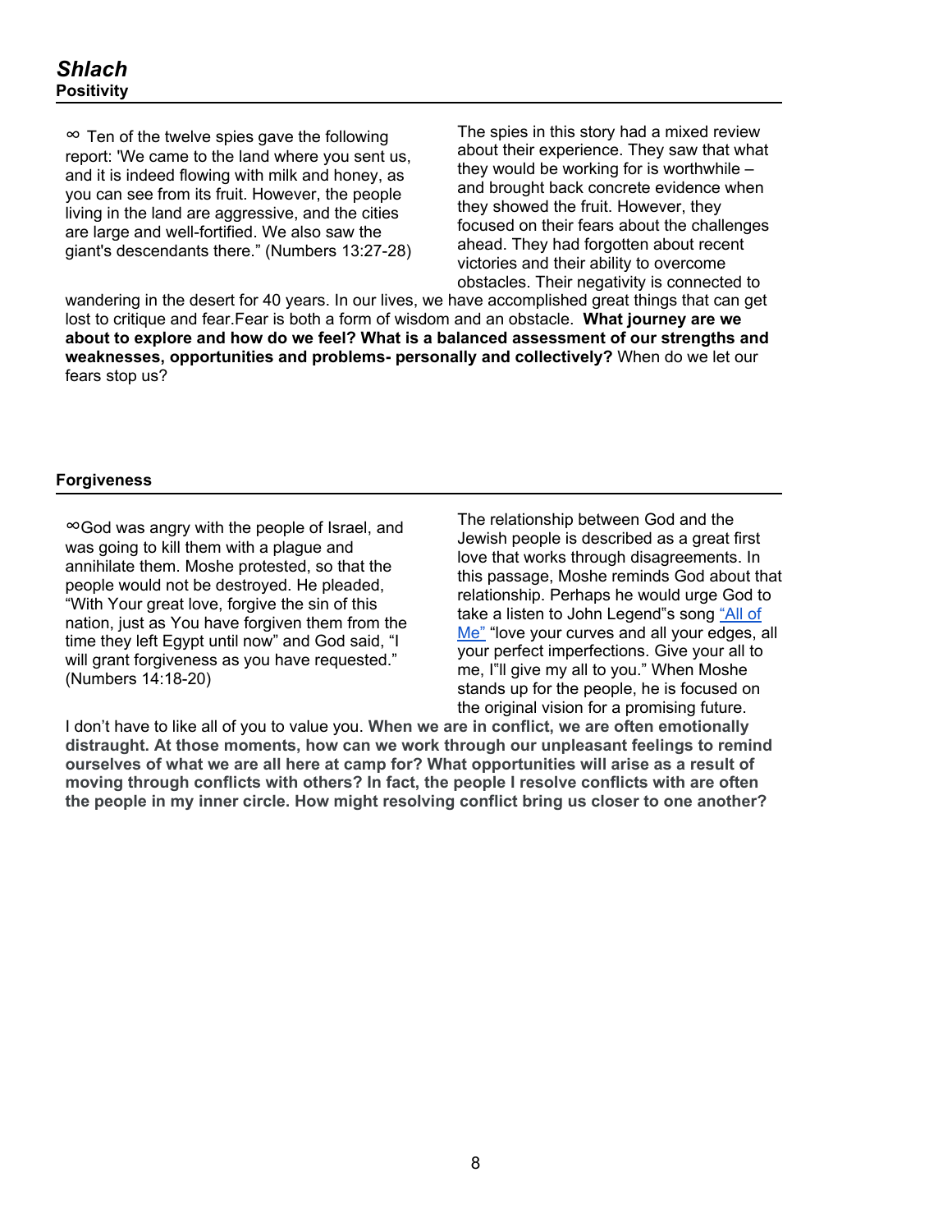# *Shlach*

## Positivity

∞ Ten of the twelve spies gave the following report: 'We came to the land where you sent us, and it is indeed flowing with milk and honey, as you can see from its fruit. However, the people living in the land are aggressive, and the cities are large and well-fortified. We also saw the giant's descendants there." (Numbers 13:27-28)

The spies in this story had a mixed review about their experience. They saw that what they would be working for is worthwhile – and brought back concrete evidence when they showed the fruit. However, they focused on their fears about the challenges ahead. They had forgotten about recent victories and their ability to overcome obstacles. Their negativity is connected to wandering in the desert for 40 years. In our lives, we have accomplished great things that can get lost to critique and fear.Fear is both a form of wisdom and an obstacle. **What journey are we about to explore and how do we feel? What is a balanced assessment of our strengths and weaknesses, opportunities and problems- personally and collectively?** When do we let our fears stop us?

## Forgiveness

∞God was angry with the people of Israel, and was going to kill them with a plague and annihilate them. Moshe protested, so that the people would not be destroyed. He pleaded, "With Your great love, forgive the sin of this nation, just as You have forgiven them from the time they left Egypt until now" and God said, "I will grant forgiveness as you have requested." (Numbers 14:18-20)

The relationship between God and the Jewish people is described as a great first love that works through disagreements. In this passage, Moshe reminds God about that relationship. Perhaps he would urge God to take a listen to John Legend"s song "All of Me" "love your curves and all your edges, all your perfect imperfections. Give your all to me, I"ll give my all to you." When Moshe stands up for the people, he is focused on the original vision for a promising future.

I don't have to like all of you to value you. **When we are in conflict, we are often emotionally distraught. At those moments, how can we work through our unpleasant feelings to remind ourselves of what we are all here at camp for? What opportunities will arise as a result of moving through conflicts with others? In fact, the people I resolve conflicts with are often the people in my inner circle. How might resolving conflict bring us closer to one another?**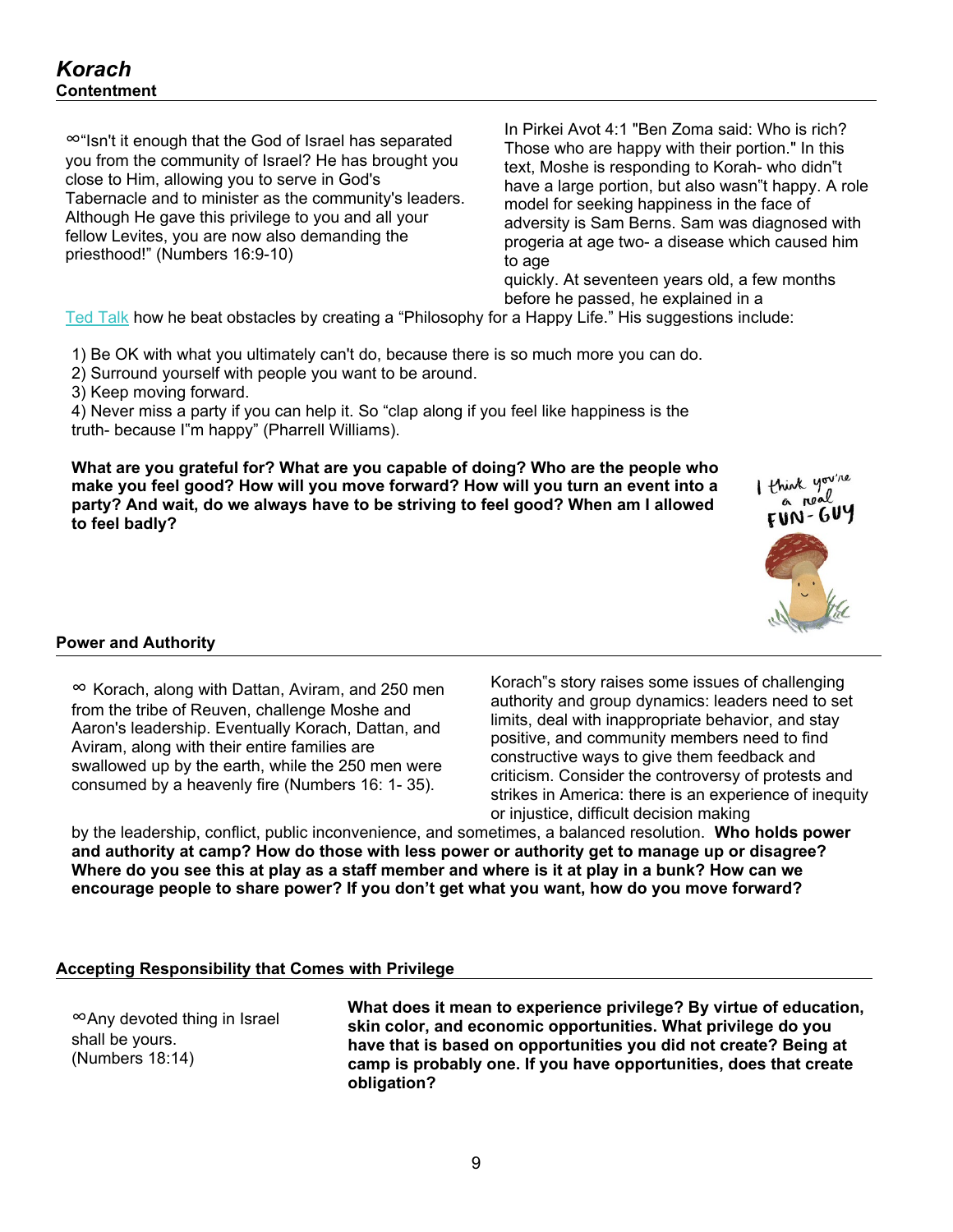## *Korach*

### Contentment

∞"Isn't it enough that the God of Israel has separated you from the community of Israel? He has brought you close to Him, allowing you to serve in God's Tabernacle and to minister as the community's leaders. Although He gave this privilege to you and all your fellow Levites, you are now also demanding the priesthood!" (Numbers 16:9-10)

In Pirkei Avot 4:1 "Ben Zoma said: Who is rich? Those who are happy with their portion." In this text, Moshe is responding to Korah- who didn"t have a large portion, but also wasn"t happy. A role model for seeking happiness in the face of adversity is Sam Berns. Sam was diagnosed with progeria at age two- a disease which caused him to age quickly. At seventeen years old, a few months before he passed, he explained in a Ted Talk how he beat obstacles by creating a "Philosophy for a Happy Life." His suggestions include:

1) Be OK with what you ultimately can't do, because there is so much more you can do.
2) Surround yourself with people you want to be around.
3) Keep moving forward.
4) Never miss a party if you can help it. So "clap along if you feel like happiness is the truth- because I"m happy" (Pharrell Williams).

**What are you grateful for? What are you capable of doing? Who are the people who make you feel good? How will you move forward? How will you turn an event into a party? And wait, do we always have to be striving to feel good? When am I allowed to feel badly?**

I think you're a real FUN-GUY

### Power and Authority

∞ Korach, along with Dattan, Aviram, and 250 men from the tribe of Reuven, challenge Moshe and Aaron's leadership. Eventually Korach, Dattan, and Aviram, along with their entire families are swallowed up by the earth, while the 250 men were consumed by a heavenly fire (Numbers 16: 1- 35).

Korach"s story raises some issues of challenging authority and group dynamics: leaders need to set limits, deal with inappropriate behavior, and stay positive, and community members need to find constructive ways to give them feedback and criticism. Consider the controversy of protests and strikes in America: there is an experience of inequity or injustice, difficult decision making by the leadership, conflict, public inconvenience, and sometimes, a balanced resolution. **Who holds power and authority at camp? How do those with less power or authority get to manage up or disagree? Where do you see this at play as a staff member and where is it at play in a bunk? How can we encourage people to share power? If you don't get what you want, how do you move forward?**

### Accepting Responsibility that Comes with Privilege

∞Any devoted thing in Israel shall be yours. (Numbers 18:14)

**What does it mean to experience privilege? By virtue of education, skin color, and economic opportunities. What privilege do you have that is based on opportunities you did not create? Being at camp is probably one. If you have opportunities, does that create obligation?**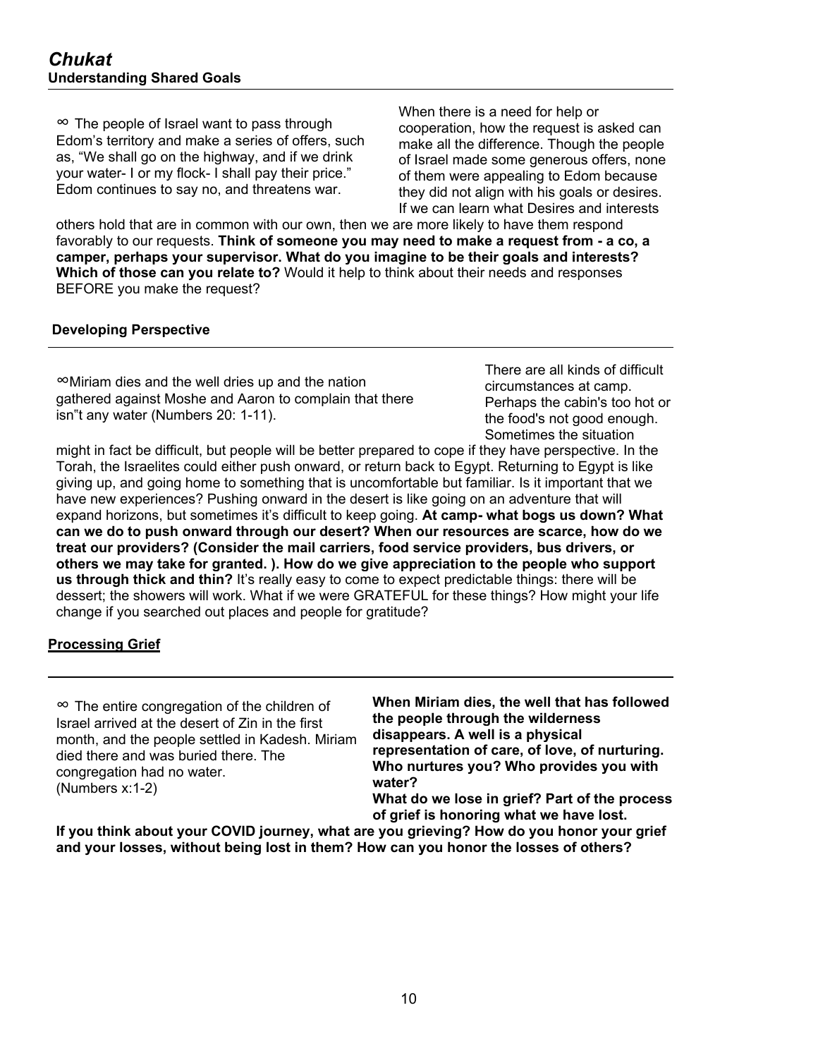## *Chukat*

### Understanding Shared Goals

∞ The people of Israel want to pass through Edom's territory and make a series of offers, such as, "We shall go on the highway, and if we drink your water- I or my flock- I shall pay their price." Edom continues to say no, and threatens war.

When there is a need for help or cooperation, how the request is asked can make all the difference. Though the people of Israel made some generous offers, none of them were appealing to Edom because they did not align with his goals or desires. If we can learn what Desires and interests others hold that are in common with our own, then we are more likely to have them respond favorably to our requests. **Think of someone you may need to make a request from - a co, a camper, perhaps your supervisor. What do you imagine to be their goals and interests? Which of those can you relate to?** Would it help to think about their needs and responses BEFORE you make the request?

### Developing Perspective

∞Miriam dies and the well dries up and the nation gathered against Moshe and Aaron to complain that there isn"t any water (Numbers 20: 1-11).

There are all kinds of difficult circumstances at camp. Perhaps the cabin's too hot or the food's not good enough. Sometimes the situation might in fact be difficult, but people will be better prepared to cope if they have perspective. In the Torah, the Israelites could either push onward, or return back to Egypt. Returning to Egypt is like giving up, and going home to something that is uncomfortable but familiar. Is it important that we have new experiences? Pushing onward in the desert is like going on an adventure that will expand horizons, but sometimes it's difficult to keep going. **At camp- what bogs us down? What can we do to push onward through our desert? When our resources are scarce, how do we treat our providers? (Consider the mail carriers, food service providers, bus drivers, or others we may take for granted. ). How do we give appreciation to the people who support us through thick and thin?** It's really easy to come to expect predictable things: there will be dessert; the showers will work. What if we were GRATEFUL for these things? How might your life change if you searched out places and people for gratitude?

### Processing Grief

∞ The entire congregation of the children of Israel arrived at the desert of Zin in the first month, and the people settled in Kadesh. Miriam died there and was buried there. The congregation had no water.
(Numbers x:1-2)

**When Miriam dies, the well that has followed the people through the wilderness disappears. A well is a physical representation of care, of love, of nurturing. Who nurtures you? Who provides you with water?**
**What do we lose in grief? Part of the process of grief is honoring what we have lost.**
**If you think about your COVID journey, what are you grieving? How do you honor your grief and your losses, without being lost in them? How can you honor the losses of others?**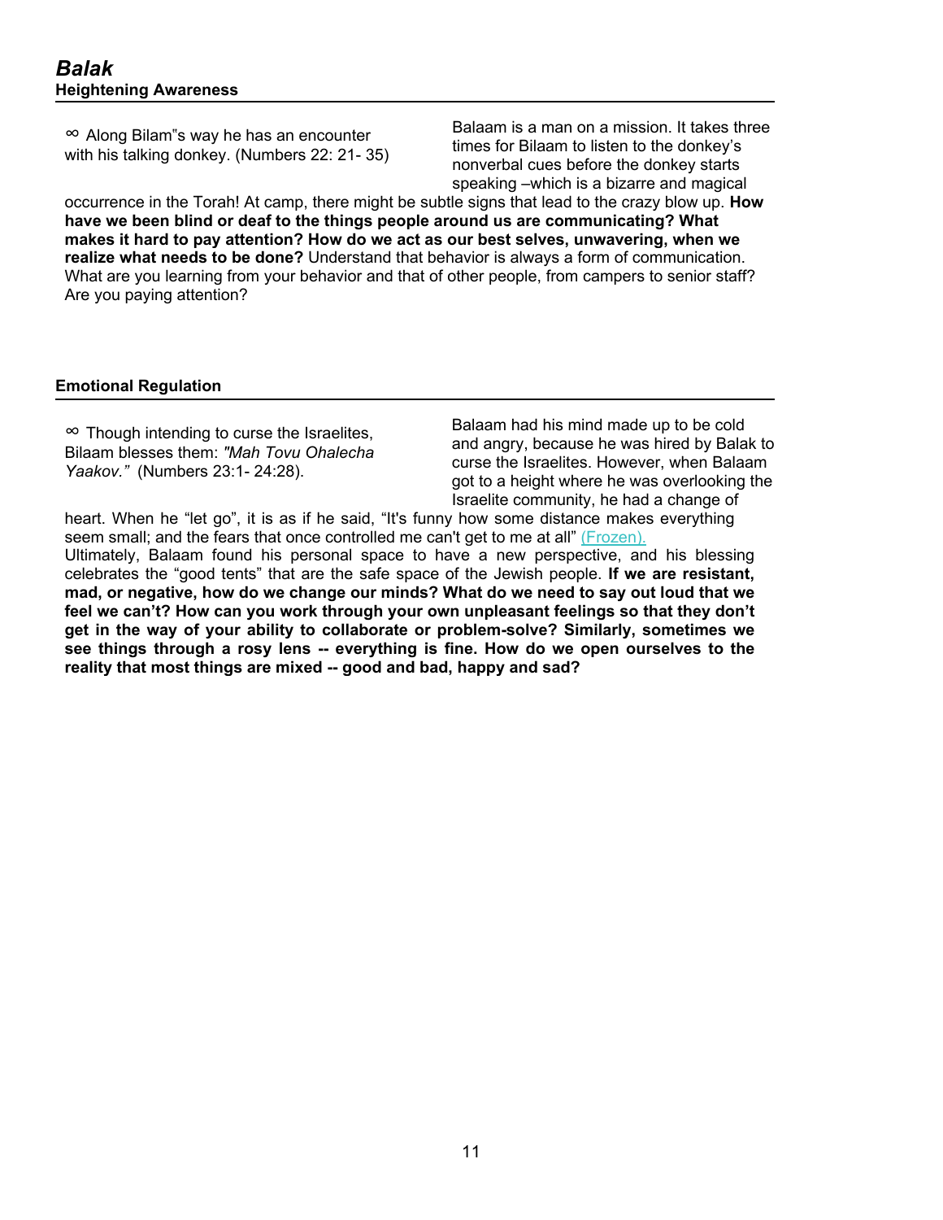## *Balak*

### Heightening Awareness

∞ Along Bilam"s way he has an encounter with his talking donkey. (Numbers 22: 21- 35)

Balaam is a man on a mission. It takes three times for Bilaam to listen to the donkey's nonverbal cues before the donkey starts speaking –which is a bizarre and magical occurrence in the Torah! At camp, there might be subtle signs that lead to the crazy blow up. **How have we been blind or deaf to the things people around us are communicating? What makes it hard to pay attention? How do we act as our best selves, unwavering, when we realize what needs to be done?** Understand that behavior is always a form of communication. What are you learning from your behavior and that of other people, from campers to senior staff? Are you paying attention?

### Emotional Regulation

∞ Though intending to curse the Israelites, Bilaam blesses them: *"Mah Tovu Ohalecha Yaakov."* (Numbers 23:1- 24:28).

Balaam had his mind made up to be cold and angry, because he was hired by Balak to curse the Israelites. However, when Balaam got to a height where he was overlooking the Israelite community, he had a change of heart. When he "let go", it is as if he said, "It's funny how some distance makes everything seem small; and the fears that once controlled me can't get to me at all" (Frozen).
Ultimately, Balaam found his personal space to have a new perspective, and his blessing celebrates the "good tents" that are the safe space of the Jewish people. **If we are resistant, mad, or negative, how do we change our minds? What do we need to say out loud that we feel we can't? How can you work through your own unpleasant feelings so that they don't get in the way of your ability to collaborate or problem-solve? Similarly, sometimes we see things through a rosy lens -- everything is fine. How do we open ourselves to the reality that most things are mixed -- good and bad, happy and sad?**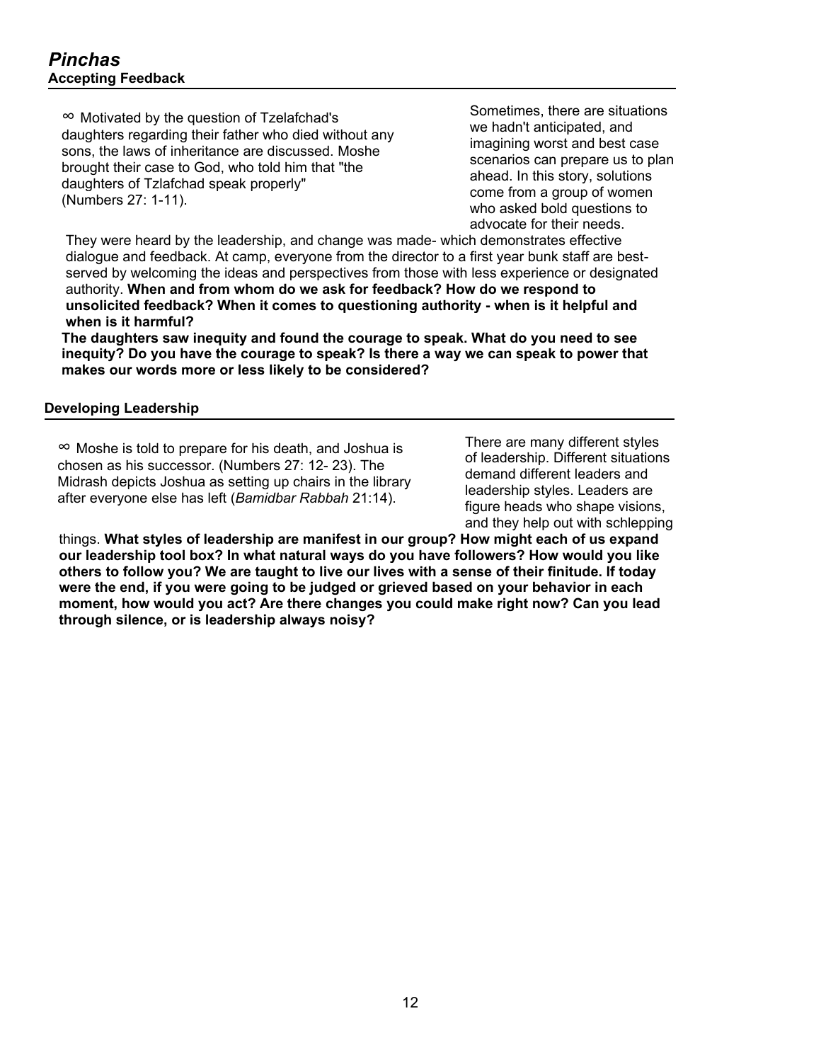# *Pinchas*

## Accepting Feedback

∞ Motivated by the question of Tzelafchad's daughters regarding their father who died without any sons, the laws of inheritance are discussed. Moshe brought their case to God, who told him that "the daughters of Tzlafchad speak properly" (Numbers 27: 1-11).

Sometimes, there are situations we hadn't anticipated, and imagining worst and best case scenarios can prepare us to plan ahead. In this story, solutions come from a group of women who asked bold questions to advocate for their needs. They were heard by the leadership, and change was made- which demonstrates effective dialogue and feedback. At camp, everyone from the director to a first year bunk staff are best-served by welcoming the ideas and perspectives from those with less experience or designated authority. **When and from whom do we ask for feedback? How do we respond to unsolicited feedback? When it comes to questioning authority - when is it helpful and when is it harmful?**

**The daughters saw inequity and found the courage to speak. What do you need to see inequity? Do you have the courage to speak? Is there a way we can speak to power that makes our words more or less likely to be considered?**

## Developing Leadership

∞ Moshe is told to prepare for his death, and Joshua is chosen as his successor. (Numbers 27: 12- 23). The Midrash depicts Joshua as setting up chairs in the library after everyone else has left (*Bamidbar Rabbah* 21:14).

There are many different styles of leadership. Different situations demand different leaders and leadership styles. Leaders are figure heads who shape visions, and they help out with schlepping things. **What styles of leadership are manifest in our group? How might each of us expand our leadership tool box? In what natural ways do you have followers? How would you like others to follow you? We are taught to live our lives with a sense of their finitude. If today were the end, if you were going to be judged or grieved based on your behavior in each moment, how would you act? Are there changes you could make right now? Can you lead through silence, or is leadership always noisy?**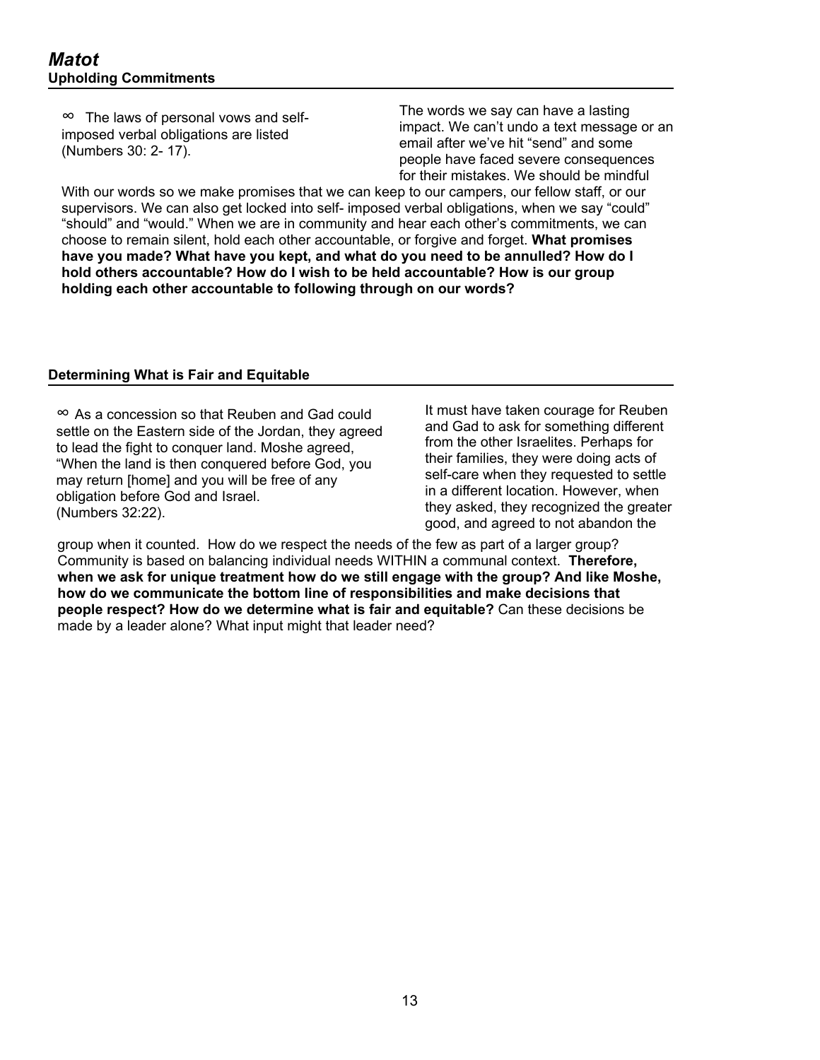# *Matot*

## Upholding Commitments

∞ The laws of personal vows and self-imposed verbal obligations are listed (Numbers 30: 2- 17).

The words we say can have a lasting impact. We can't undo a text message or an email after we've hit "send" and some people have faced severe consequences for their mistakes. We should be mindful with our words so we make promises that we can keep to our campers, our fellow staff, or our supervisors. We can also get locked into self- imposed verbal obligations, when we say "could" "should" and "would." When we are in community and hear each other's commitments, we can choose to remain silent, hold each other accountable, or forgive and forget. **What promises have you made? What have you kept, and what do you need to be annulled? How do I hold others accountable? How do I wish to be held accountable? How is our group holding each other accountable to following through on our words?**

## Determining What is Fair and Equitable

∞ As a concession so that Reuben and Gad could settle on the Eastern side of the Jordan, they agreed to lead the fight to conquer land. Moshe agreed, "When the land is then conquered before God, you may return [home] and you will be free of any obligation before God and Israel. (Numbers 32:22).

It must have taken courage for Reuben and Gad to ask for something different from the other Israelites. Perhaps for their families, they were doing acts of self-care when they requested to settle in a different location. However, when they asked, they recognized the greater good, and agreed to not abandon the group when it counted. How do we respect the needs of the few as part of a larger group? Community is based on balancing individual needs WITHIN a communal context. **Therefore, when we ask for unique treatment how do we still engage with the group? And like Moshe, how do we communicate the bottom line of responsibilities and make decisions that people respect? How do we determine what is fair and equitable?** Can these decisions be made by a leader alone? What input might that leader need?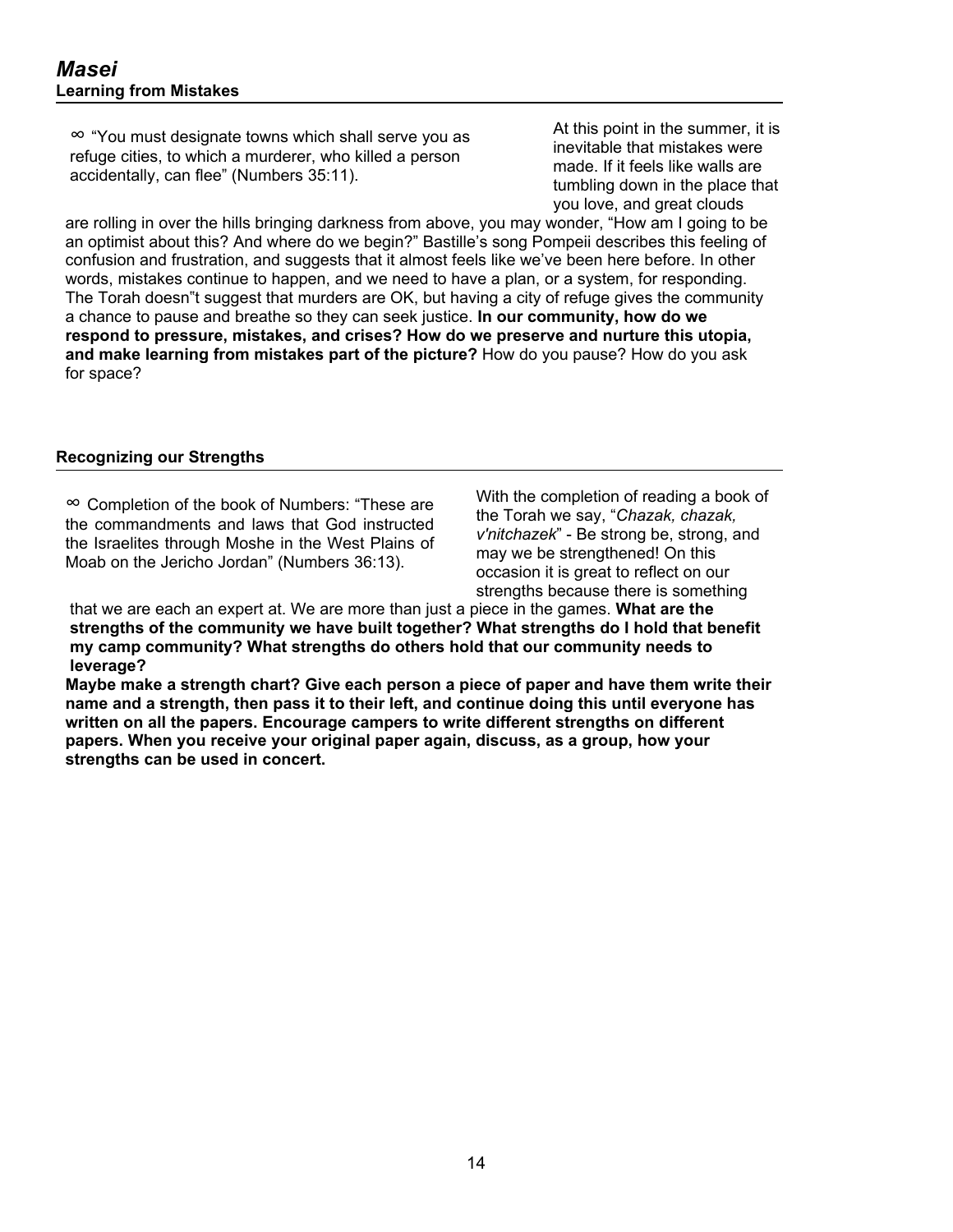## *Masei*

### Learning from Mistakes

∞ "You must designate towns which shall serve you as refuge cities, to which a murderer, who killed a person accidentally, can flee" (Numbers 35:11).

At this point in the summer, it is inevitable that mistakes were made. If it feels like walls are tumbling down in the place that you love, and great clouds are rolling in over the hills bringing darkness from above, you may wonder, "How am I going to be an optimist about this? And where do we begin?" Bastille's song Pompeii describes this feeling of confusion and frustration, and suggests that it almost feels like we've been here before. In other words, mistakes continue to happen, and we need to have a plan, or a system, for responding. The Torah doesn"t suggest that murders are OK, but having a city of refuge gives the community a chance to pause and breathe so they can seek justice. **In our community, how do we respond to pressure, mistakes, and crises? How do we preserve and nurture this utopia, and make learning from mistakes part of the picture?** How do you pause? How do you ask for space?

### Recognizing our Strengths

∞ Completion of the book of Numbers: "These are the commandments and laws that God instructed the Israelites through Moshe in the West Plains of Moab on the Jericho Jordan" (Numbers 36:13).

With the completion of reading a book of the Torah we say, "*Chazak, chazak, v'nitchazek*" - Be strong be, strong, and may we be strengthened! On this occasion it is great to reflect on our strengths because there is something that we are each an expert at. We are more than just a piece in the games. **What are the strengths of the community we have built together? What strengths do I hold that benefit my camp community? What strengths do others hold that our community needs to leverage?**

**Maybe make a strength chart? Give each person a piece of paper and have them write their name and a strength, then pass it to their left, and continue doing this until everyone has written on all the papers. Encourage campers to write different strengths on different papers. When you receive your original paper again, discuss, as a group, how your strengths can be used in concert.**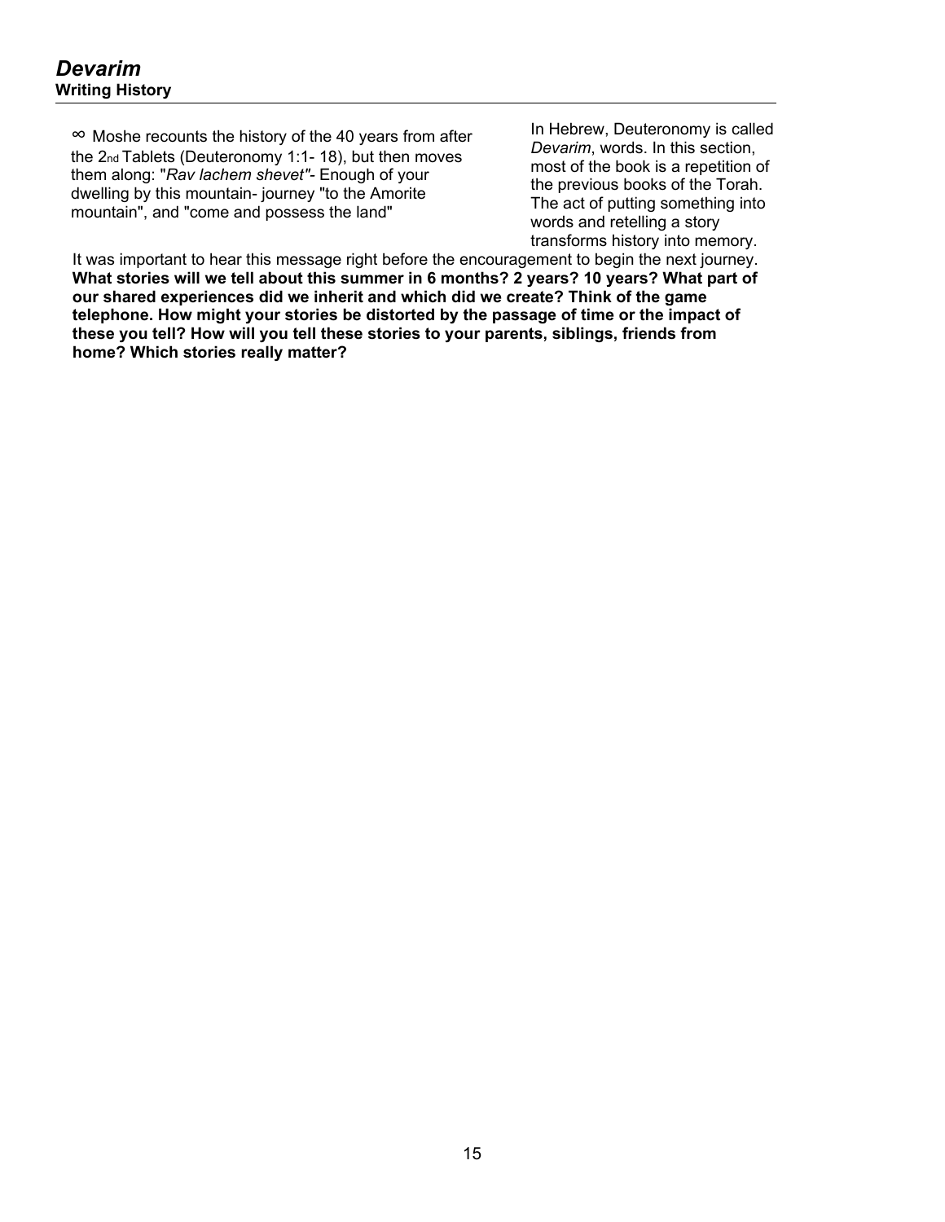## *Devarim*

### Writing History

∞ Moshe recounts the history of the 40 years from after the 2nd Tablets (Deuteronomy 1:1- 18), but then moves them along: "*Rav lachem shevet"*- Enough of your dwelling by this mountain- journey "to the Amorite mountain", and "come and possess the land"

In Hebrew, Deuteronomy is called *Devarim*, words. In this section, most of the book is a repetition of the previous books of the Torah. The act of putting something into words and retelling a story transforms history into memory.

It was important to hear this message right before the encouragement to begin the next journey. **What stories will we tell about this summer in 6 months? 2 years? 10 years? What part of our shared experiences did we inherit and which did we create? Think of the game telephone. How might your stories be distorted by the passage of time or the impact of these you tell? How will you tell these stories to your parents, siblings, friends from home? Which stories really matter?**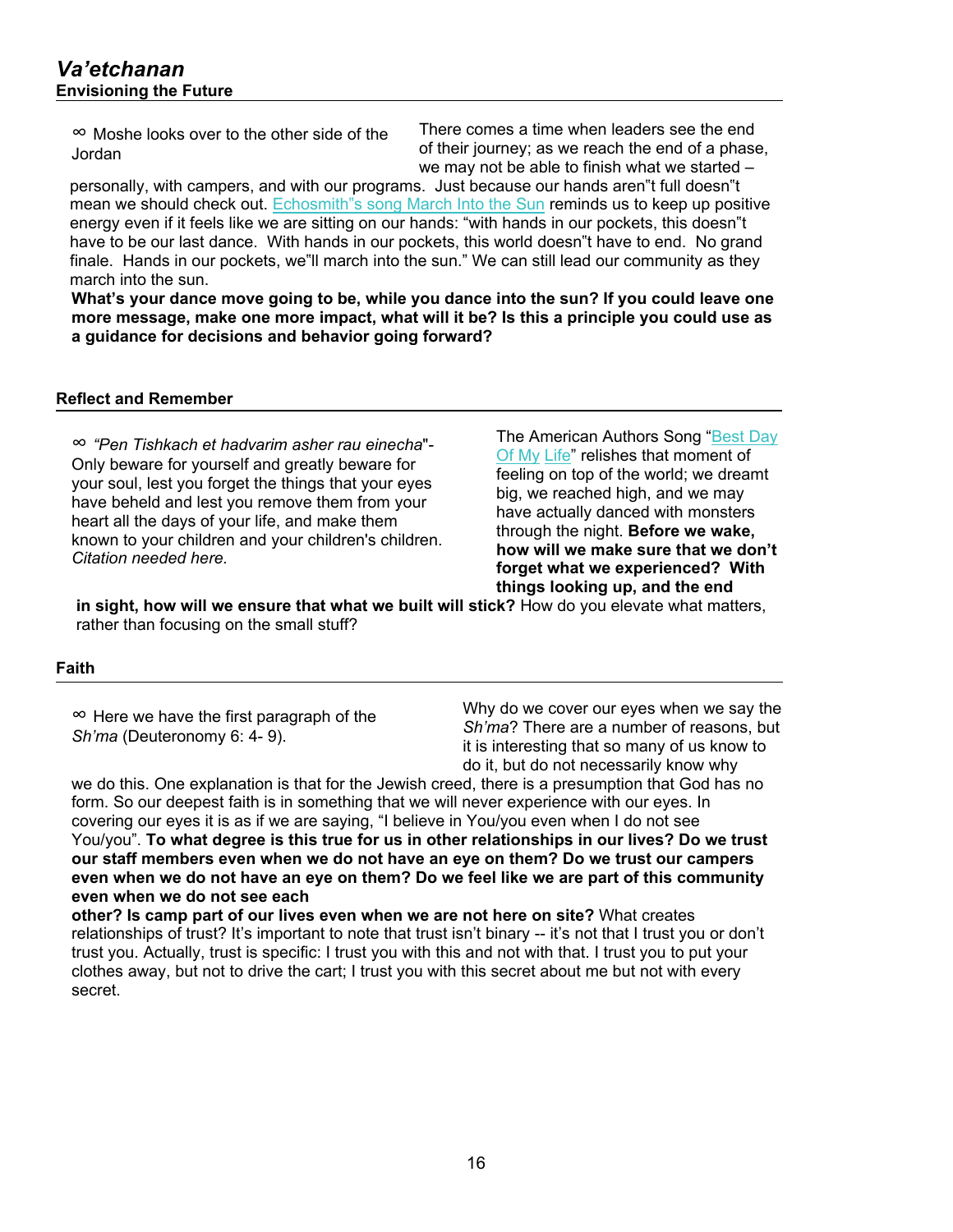## *Va'etchanan*

### Envisioning the Future

∞ Moshe looks over to the other side of the Jordan

There comes a time when leaders see the end of their journey; as we reach the end of a phase, we may not be able to finish what we started – personally, with campers, and with our programs. Just because our hands aren"t full doesn"t mean we should check out. Echosmith"s song March Into the Sun reminds us to keep up positive energy even if it feels like we are sitting on our hands: "with hands in our pockets, this doesn"t have to be our last dance. With hands in our pockets, this world doesn"t have to end. No grand finale. Hands in our pockets, we"ll march into the sun." We can still lead our community as they march into the sun.

**What's your dance move going to be, while you dance into the sun? If you could leave one more message, make one more impact, what will it be? Is this a principle you could use as a guidance for decisions and behavior going forward?**

### Reflect and Remember

∞ *"Pen Tishkach et hadvarim asher rau einecha*"- Only beware for yourself and greatly beware for your soul, lest you forget the things that your eyes have beheld and lest you remove them from your heart all the days of your life, and make them known to your children and your children's children. *Citation needed here.*

The American Authors Song "Best Day Of My Life" relishes that moment of feeling on top of the world; we dreamt big, we reached high, and we may have actually danced with monsters through the night. **Before we wake, how will we make sure that we don't forget what we experienced? With things looking up, and the end in sight, how will we ensure that what we built will stick?** How do you elevate what matters, rather than focusing on the small stuff?

### Faith

∞ Here we have the first paragraph of the *Sh'ma* (Deuteronomy 6: 4- 9).

Why do we cover our eyes when we say the *Sh'ma*? There are a number of reasons, but it is interesting that so many of us know to do it, but do not necessarily know why we do this. One explanation is that for the Jewish creed, there is a presumption that God has no form. So our deepest faith is in something that we will never experience with our eyes. In covering our eyes it is as if we are saying, "I believe in You/you even when I do not see You/you". **To what degree is this true for us in other relationships in our lives? Do we trust our staff members even when we do not have an eye on them? Do we trust our campers even when we do not have an eye on them? Do we feel like we are part of this community even when we do not see each other? Is camp part of our lives even when we are not here on site?** What creates relationships of trust? It's important to note that trust isn't binary -- it's not that I trust you or don't trust you. Actually, trust is specific: I trust you with this and not with that. I trust you to put your clothes away, but not to drive the cart; I trust you with this secret about me but not with every secret.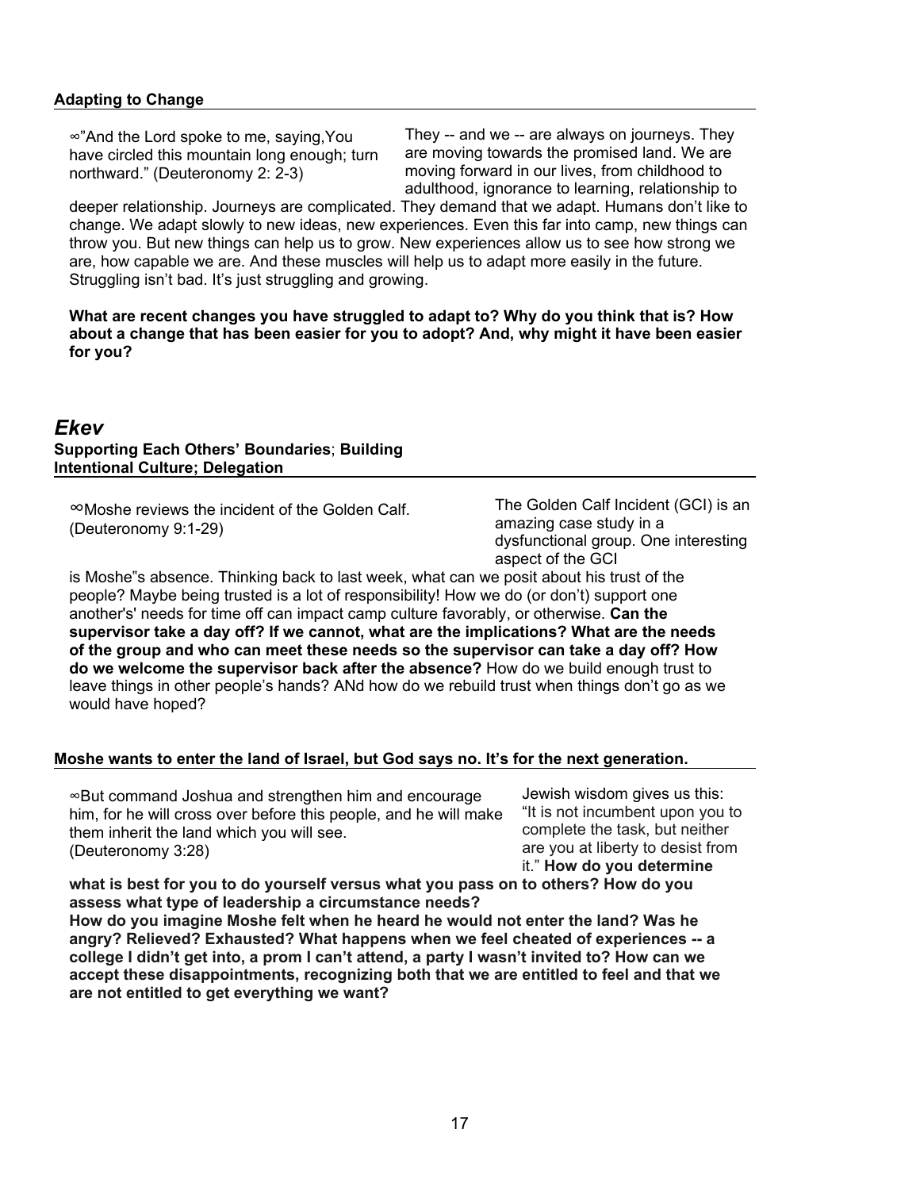**Adapting to Change**

∞"And the Lord spoke to me, saying,You have circled this mountain long enough; turn northward." (Deuteronomy 2: 2-3)

They -- and we -- are always on journeys. They are moving towards the promised land. We are moving forward in our lives, from childhood to adulthood, ignorance to learning, relationship to deeper relationship. Journeys are complicated. They demand that we adapt. Humans don't like to change. We adapt slowly to new ideas, new experiences. Even this far into camp, new things can throw you. But new things can help us to grow. New experiences allow us to see how strong we are, how capable we are. And these muscles will help us to adapt more easily in the future. Struggling isn't bad. It's just struggling and growing.

**What are recent changes you have struggled to adapt to? Why do you think that is? How about a change that has been easier for you to adopt? And, why might it have been easier for you?**

## *Ekev*

**Supporting Each Others' Boundaries**; **Building Intentional Culture; Delegation**

∞Moshe reviews the incident of the Golden Calf. (Deuteronomy 9:1-29)

The Golden Calf Incident (GCI) is an amazing case study in a dysfunctional group. One interesting aspect of the GCI is Moshe"s absence. Thinking back to last week, what can we posit about his trust of the people? Maybe being trusted is a lot of responsibility! How we do (or don't) support one another's' needs for time off can impact camp culture favorably, or otherwise. **Can the supervisor take a day off? If we cannot, what are the implications? What are the needs of the group and who can meet these needs so the supervisor can take a day off? How do we welcome the supervisor back after the absence?** How do we build enough trust to leave things in other people's hands? ANd how do we rebuild trust when things don't go as we would have hoped?

**Moshe wants to enter the land of Israel, but God says no. It's for the next generation.**

∞But command Joshua and strengthen him and encourage him, for he will cross over before this people, and he will make them inherit the land which you will see. (Deuteronomy 3:28)

Jewish wisdom gives us this: "It is not incumbent upon you to complete the task, but neither are you at liberty to desist from it." **How do you determine what is best for you to do yourself versus what you pass on to others? How do you assess what type of leadership a circumstance needs?**

**How do you imagine Moshe felt when he heard he would not enter the land? Was he angry? Relieved? Exhausted? What happens when we feel cheated of experiences -- a college I didn't get into, a prom I can't attend, a party I wasn't invited to? How can we accept these disappointments, recognizing both that we are entitled to feel and that we are not entitled to get everything we want?**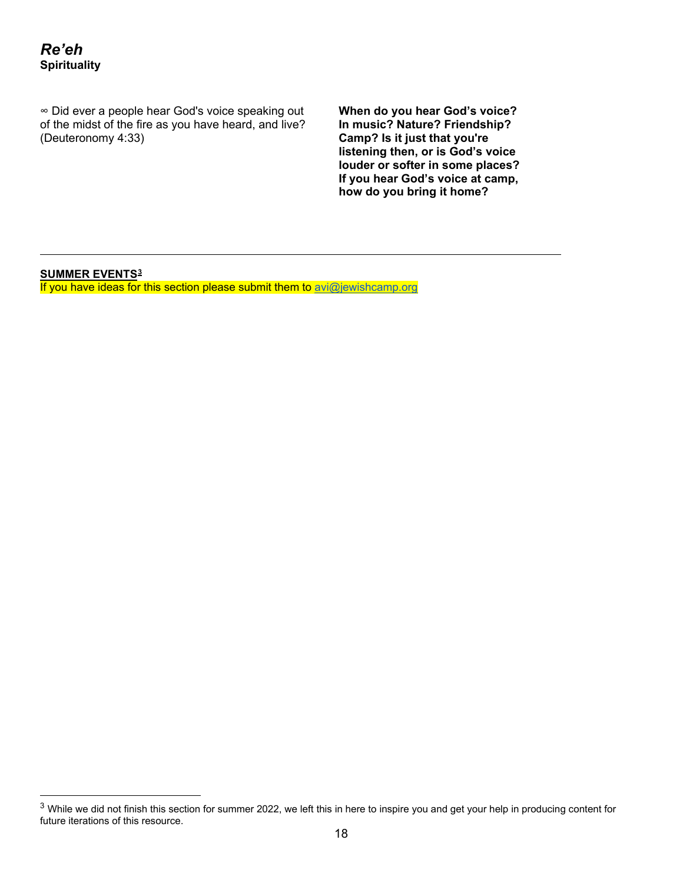## *Re'eh*

**Spirituality**

∞ Did ever a people hear God's voice speaking out of the midst of the fire as you have heard, and live? (Deuteronomy 4:33)

**When do you hear God's voice? In music? Nature? Friendship? Camp? Is it just that you're listening then, or is God's voice louder or softer in some places? If you hear God's voice at camp, how do you bring it home?**

---

**SUMMER EVENTS**[3]

If you have ideas for this section please submit them to [avi@jewishcamp.org](mailto:avi@jewishcamp.org)

---

[3] While we did not finish this section for summer 2022, we left this in here to inspire you and get your help in producing content for future iterations of this resource.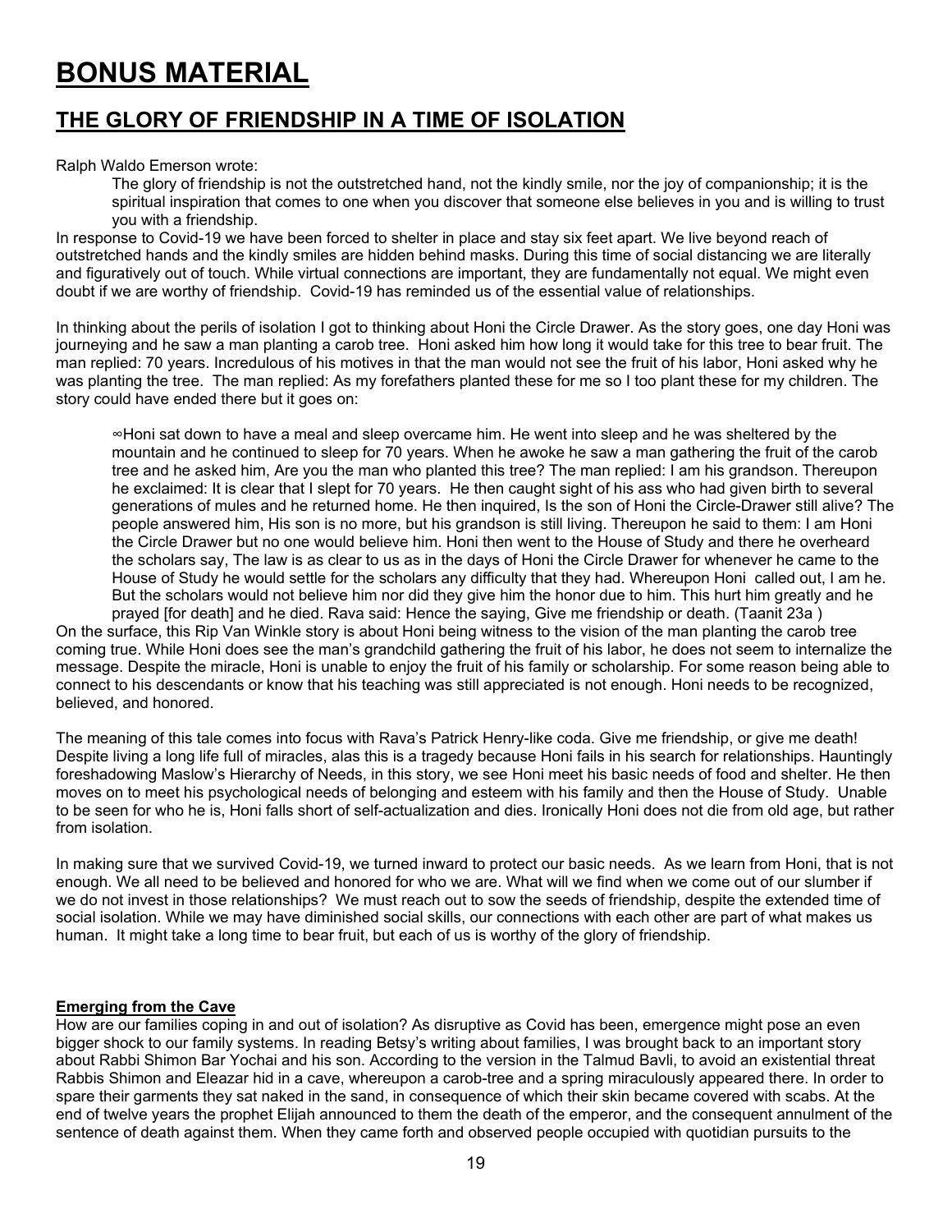# BONUS MATERIAL

## THE GLORY OF FRIENDSHIP IN A TIME OF ISOLATION

Ralph Waldo Emerson wrote:

> The glory of friendship is not the outstretched hand, not the kindly smile, nor the joy of companionship; it is the spiritual inspiration that comes to one when you discover that someone else believes in you and is willing to trust you with a friendship.

In response to Covid-19 we have been forced to shelter in place and stay six feet apart. We live beyond reach of outstretched hands and the kindly smiles are hidden behind masks. During this time of social distancing we are literally and figuratively out of touch. While virtual connections are important, they are fundamentally not equal. We might even doubt if we are worthy of friendship. Covid-19 has reminded us of the essential value of relationships.

In thinking about the perils of isolation I got to thinking about Honi the Circle Drawer. As the story goes, one day Honi was journeying and he saw a man planting a carob tree. Honi asked him how long it would take for this tree to bear fruit. The man replied: 70 years. Incredulous of his motives in that the man would not see the fruit of his labor, Honi asked why he was planting the tree. The man replied: As my forefathers planted these for me so I too plant these for my children. The story could have ended there but it goes on:

> ∞Honi sat down to have a meal and sleep overcame him. He went into sleep and he was sheltered by the mountain and he continued to sleep for 70 years. When he awoke he saw a man gathering the fruit of the carob tree and he asked him, Are you the man who planted this tree? The man replied: I am his grandson. Thereupon he exclaimed: It is clear that I slept for 70 years. He then caught sight of his ass who had given birth to several generations of mules and he returned home. He then inquired, Is the son of Honi the Circle-Drawer still alive? The people answered him, His son is no more, but his grandson is still living. Thereupon he said to them: I am Honi the Circle Drawer but no one would believe him. Honi then went to the House of Study and there he overheard the scholars say, The law is as clear to us as in the days of Honi the Circle Drawer for whenever he came to the House of Study he would settle for the scholars any difficulty that they had. Whereupon Honi called out, I am he. But the scholars would not believe him nor did they give him the honor due to him. This hurt him greatly and he prayed [for death] and he died. Rava said: Hence the saying, Give me friendship or death. (Taanit 23a )

On the surface, this Rip Van Winkle story is about Honi being witness to the vision of the man planting the carob tree coming true. While Honi does see the man's grandchild gathering the fruit of his labor, he does not seem to internalize the message. Despite the miracle, Honi is unable to enjoy the fruit of his family or scholarship. For some reason being able to connect to his descendants or know that his teaching was still appreciated is not enough. Honi needs to be recognized, believed, and honored.

The meaning of this tale comes into focus with Rava's Patrick Henry-like coda. Give me friendship, or give me death! Despite living a long life full of miracles, alas this is a tragedy because Honi fails in his search for relationships. Hauntingly foreshadowing Maslow's Hierarchy of Needs, in this story, we see Honi meet his basic needs of food and shelter. He then moves on to meet his psychological needs of belonging and esteem with his family and then the House of Study. Unable to be seen for who he is, Honi falls short of self-actualization and dies. Ironically Honi does not die from old age, but rather from isolation.

In making sure that we survived Covid-19, we turned inward to protect our basic needs. As we learn from Honi, that is not enough. We all need to be believed and honored for who we are. What will we find when we come out of our slumber if we do not invest in those relationships? We must reach out to sow the seeds of friendship, despite the extended time of social isolation. While we may have diminished social skills, our connections with each other are part of what makes us human. It might take a long time to bear fruit, but each of us is worthy of the glory of friendship.

### Emerging from the Cave

How are our families coping in and out of isolation? As disruptive as Covid has been, emergence might pose an even bigger shock to our family systems. In reading Betsy's writing about families, I was brought back to an important story about Rabbi Shimon Bar Yochai and his son. According to the version in the Talmud Bavli, to avoid an existential threat Rabbis Shimon and Eleazar hid in a cave, whereupon a carob-tree and a spring miraculously appeared there. In order to spare their garments they sat naked in the sand, in consequence of which their skin became covered with scabs. At the end of twelve years the prophet Elijah announced to them the death of the emperor, and the consequent annulment of the sentence of death against them. When they came forth and observed people occupied with quotidian pursuits to the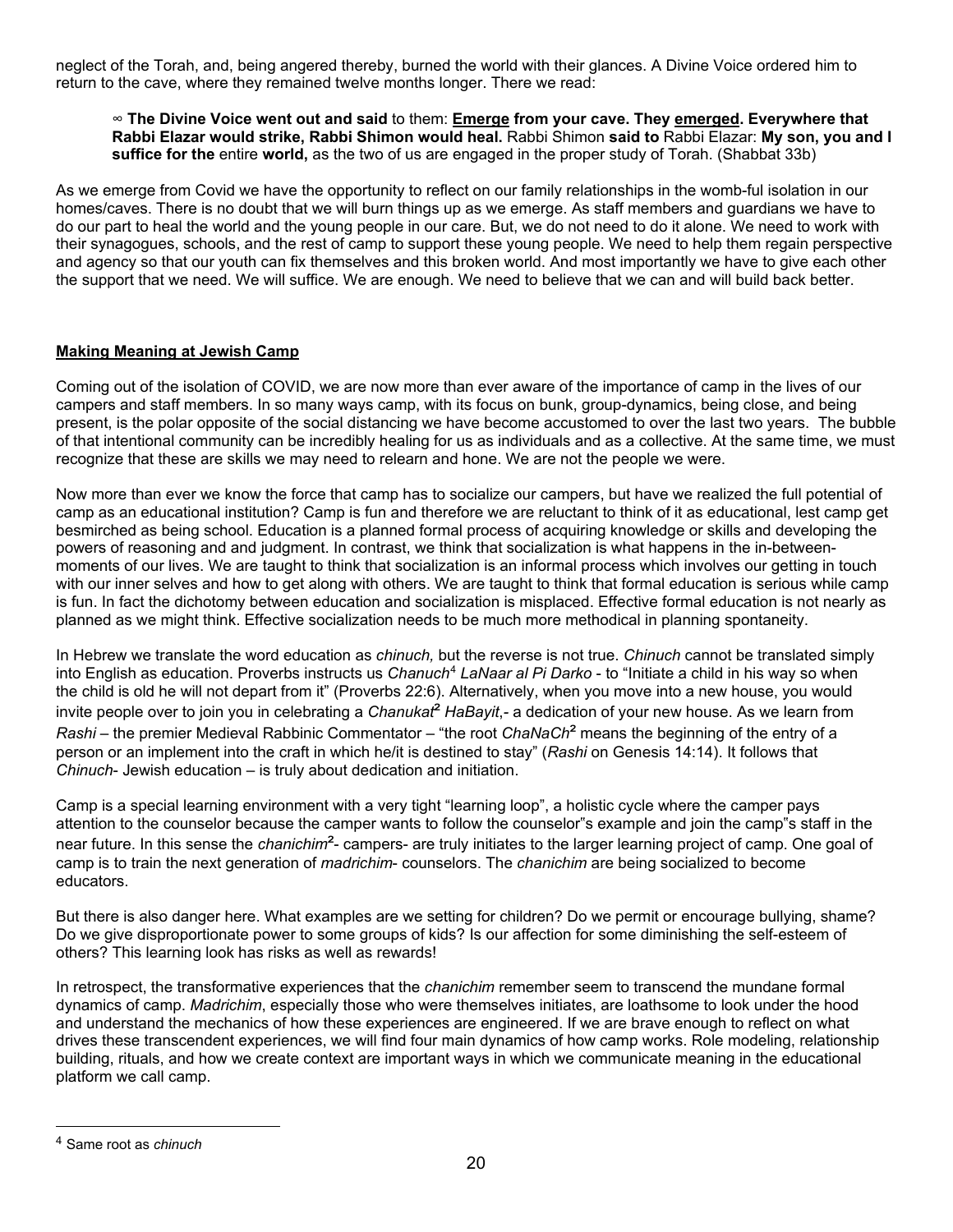neglect of the Torah, and, being angered thereby, burned the world with their glances. A Divine Voice ordered him to return to the cave, where they remained twelve months longer. There we read:

> ∞ **The Divine Voice went out and said** to them: **Emerge from your cave. They emerged. Everywhere that Rabbi Elazar would strike, Rabbi Shimon would heal.** Rabbi Shimon **said to** Rabbi Elazar: **My son, you and I suffice for the** entire **world,** as the two of us are engaged in the proper study of Torah. (Shabbat 33b)

As we emerge from Covid we have the opportunity to reflect on our family relationships in the womb-ful isolation in our homes/caves. There is no doubt that we will burn things up as we emerge. As staff members and guardians we have to do our part to heal the world and the young people in our care. But, we do not need to do it alone. We need to work with their synagogues, schools, and the rest of camp to support these young people. We need to help them regain perspective and agency so that our youth can fix themselves and this broken world. And most importantly we have to give each other the support that we need. We will suffice. We are enough. We need to believe that we can and will build back better.

## Making Meaning at Jewish Camp

Coming out of the isolation of COVID, we are now more than ever aware of the importance of camp in the lives of our campers and staff members. In so many ways camp, with its focus on bunk, group-dynamics, being close, and being present, is the polar opposite of the social distancing we have become accustomed to over the last two years. The bubble of that intentional community can be incredibly healing for us as individuals and as a collective. At the same time, we must recognize that these are skills we may need to relearn and hone. We are not the people we were.

Now more than ever we know the force that camp has to socialize our campers, but have we realized the full potential of camp as an educational institution? Camp is fun and therefore we are reluctant to think of it as educational, lest camp get besmirched as being school. Education is a planned formal process of acquiring knowledge or skills and developing the powers of reasoning and and judgment. In contrast, we think that socialization is what happens in the in-between-moments of our lives. We are taught to think that socialization is an informal process which involves our getting in touch with our inner selves and how to get along with others. We are taught to think that formal education is serious while camp is fun. In fact the dichotomy between education and socialization is misplaced. Effective formal education is not nearly as planned as we might think. Effective socialization needs to be much more methodical in planning spontaneity.

In Hebrew we translate the word education as *chinuch,* but the reverse is not true. *Chinuch* cannot be translated simply into English as education. Proverbs instructs us *Chanuch*[4] *LaNaar al Pi Darko* - to "Initiate a child in his way so when the child is old he will not depart from it" (Proverbs 22:6). Alternatively, when you move into a new house, you would invite people over to join you in celebrating a *Chanukat*[2] *HaBayit*,- a dedication of your new house. As we learn from *Rashi* – the premier Medieval Rabbinic Commentator – "the root *ChaNaCh*[2] means the beginning of the entry of a person or an implement into the craft in which he/it is destined to stay" (*Rashi* on Genesis 14:14). It follows that *Chinuch*- Jewish education – is truly about dedication and initiation.

Camp is a special learning environment with a very tight "learning loop", a holistic cycle where the camper pays attention to the counselor because the camper wants to follow the counselor"s example and join the camp"s staff in the near future. In this sense the *chanichim*[2]- campers- are truly initiates to the larger learning project of camp. One goal of camp is to train the next generation of *madrichim*- counselors. The *chanichim* are being socialized to become educators.

But there is also danger here. What examples are we setting for children? Do we permit or encourage bullying, shame? Do we give disproportionate power to some groups of kids? Is our affection for some diminishing the self-esteem of others? This learning look has risks as well as rewards!

In retrospect, the transformative experiences that the *chanichim* remember seem to transcend the mundane formal dynamics of camp. *Madrichim*, especially those who were themselves initiates, are loathsome to look under the hood and understand the mechanics of how these experiences are engineered. If we are brave enough to reflect on what drives these transcendent experiences, we will find four main dynamics of how camp works. Role modeling, relationship building, rituals, and how we create context are important ways in which we communicate meaning in the educational platform we call camp.

---

[4] Same root as *chinuch*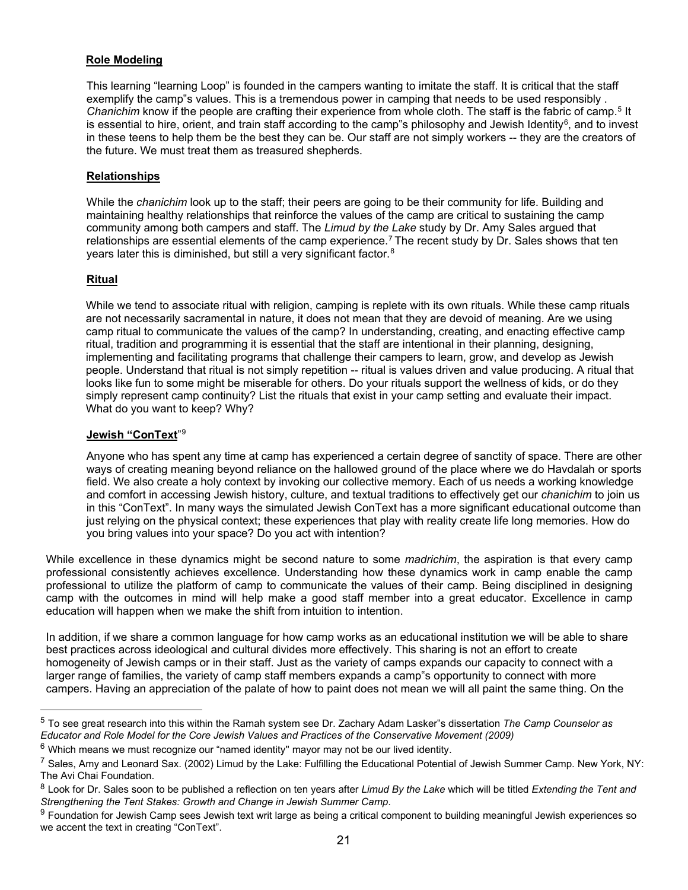**Role Modeling**

This learning "learning Loop" is founded in the campers wanting to imitate the staff. It is critical that the staff exemplify the camp"s values. This is a tremendous power in camping that needs to be used responsibly . *Chanichim* know if the people are crafting their experience from whole cloth. The staff is the fabric of camp.[5] It is essential to hire, orient, and train staff according to the camp"s philosophy and Jewish Identity[6], and to invest in these teens to help them be the best they can be. Our staff are not simply workers -- they are the creators of the future. We must treat them as treasured shepherds.

**Relationships**

While the *chanichim* look up to the staff; their peers are going to be their community for life. Building and maintaining healthy relationships that reinforce the values of the camp are critical to sustaining the camp community among both campers and staff. The *Limud by the Lake* study by Dr. Amy Sales argued that relationships are essential elements of the camp experience.[7] The recent study by Dr. Sales shows that ten years later this is diminished, but still a very significant factor.[8]

**Ritual**

While we tend to associate ritual with religion, camping is replete with its own rituals. While these camp rituals are not necessarily sacramental in nature, it does not mean that they are devoid of meaning. Are we using camp ritual to communicate the values of the camp? In understanding, creating, and enacting effective camp ritual, tradition and programming it is essential that the staff are intentional in their planning, designing, implementing and facilitating programs that challenge their campers to learn, grow, and develop as Jewish people. Understand that ritual is not simply repetition -- ritual is values driven and value producing. A ritual that looks like fun to some might be miserable for others. Do your rituals support the wellness of kids, or do they simply represent camp continuity? List the rituals that exist in your camp setting and evaluate their impact. What do you want to keep? Why?

**Jewish "ConText"**[9]

Anyone who has spent any time at camp has experienced a certain degree of sanctity of space. There are other ways of creating meaning beyond reliance on the hallowed ground of the place where we do Havdalah or sports field. We also create a holy context by invoking our collective memory. Each of us needs a working knowledge and comfort in accessing Jewish history, culture, and textual traditions to effectively get our *chanichim* to join us in this "ConText". In many ways the simulated Jewish ConText has a more significant educational outcome than just relying on the physical context; these experiences that play with reality create life long memories. How do you bring values into your space? Do you act with intention?

While excellence in these dynamics might be second nature to some *madrichim*, the aspiration is that every camp professional consistently achieves excellence. Understanding how these dynamics work in camp enable the camp professional to utilize the platform of camp to communicate the values of their camp. Being disciplined in designing camp with the outcomes in mind will help make a good staff member into a great educator. Excellence in camp education will happen when we make the shift from intuition to intention.

In addition, if we share a common language for how camp works as an educational institution we will be able to share best practices across ideological and cultural divides more effectively. This sharing is not an effort to create homogeneity of Jewish camps or in their staff. Just as the variety of camps expands our capacity to connect with a larger range of families, the variety of camp staff members expands a camp"s opportunity to connect with more campers. Having an appreciation of the palate of how to paint does not mean we will all paint the same thing. On the

---

[5] To see great research into this within the Ramah system see Dr. Zachary Adam Lasker"s dissertation *The Camp Counselor as Educator and Role Model for the Core Jewish Values and Practices of the Conservative Movement (2009)*

[6] Which means we must recognize our "named identity" mayor may not be our lived identity.

[7] Sales, Amy and Leonard Sax. (2002) Limud by the Lake: Fulfilling the Educational Potential of Jewish Summer Camp. New York, NY: The Avi Chai Foundation.

[8] Look for Dr. Sales soon to be published a reflection on ten years after *Limud By the Lake* which will be titled *Extending the Tent and Strengthening the Tent Stakes: Growth and Change in Jewish Summer Camp*.

[9] Foundation for Jewish Camp sees Jewish text writ large as being a critical component to building meaningful Jewish experiences so we accent the text in creating "ConText".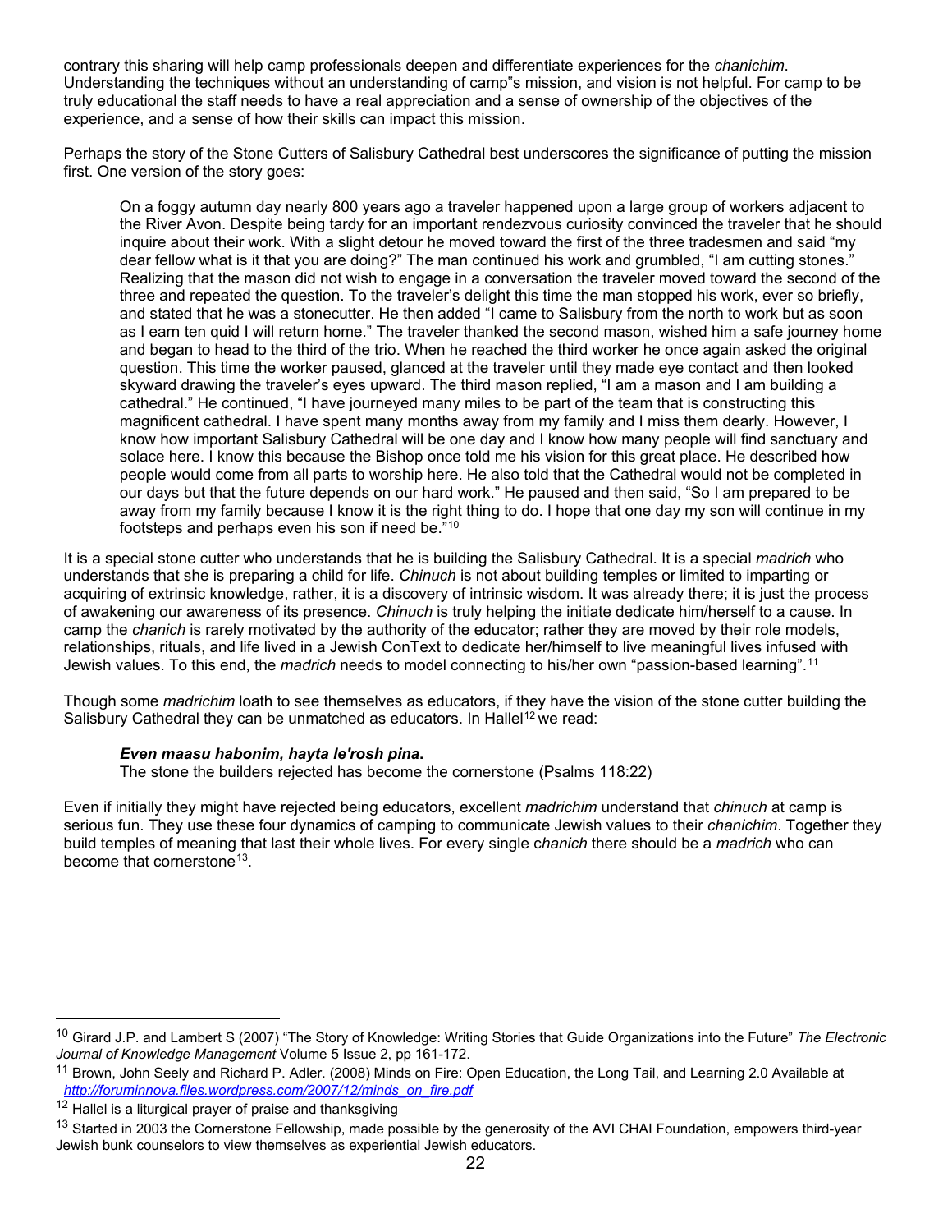contrary this sharing will help camp professionals deepen and differentiate experiences for the *chanichim*. Understanding the techniques without an understanding of camp"s mission, and vision is not helpful. For camp to be truly educational the staff needs to have a real appreciation and a sense of ownership of the objectives of the experience, and a sense of how their skills can impact this mission.

Perhaps the story of the Stone Cutters of Salisbury Cathedral best underscores the significance of putting the mission first. One version of the story goes:

> On a foggy autumn day nearly 800 years ago a traveler happened upon a large group of workers adjacent to the River Avon. Despite being tardy for an important rendezvous curiosity convinced the traveler that he should inquire about their work. With a slight detour he moved toward the first of the three tradesmen and said "my dear fellow what is it that you are doing?" The man continued his work and grumbled, "I am cutting stones." Realizing that the mason did not wish to engage in a conversation the traveler moved toward the second of the three and repeated the question. To the traveler's delight this time the man stopped his work, ever so briefly, and stated that he was a stonecutter. He then added "I came to Salisbury from the north to work but as soon as I earn ten quid I will return home." The traveler thanked the second mason, wished him a safe journey home and began to head to the third of the trio. When he reached the third worker he once again asked the original question. This time the worker paused, glanced at the traveler until they made eye contact and then looked skyward drawing the traveler's eyes upward. The third mason replied, "I am a mason and I am building a cathedral." He continued, "I have journeyed many miles to be part of the team that is constructing this magnificent cathedral. I have spent many months away from my family and I miss them dearly. However, I know how important Salisbury Cathedral will be one day and I know how many people will find sanctuary and solace here. I know this because the Bishop once told me his vision for this great place. He described how people would come from all parts to worship here. He also told that the Cathedral would not be completed in our days but that the future depends on our hard work." He paused and then said, "So I am prepared to be away from my family because I know it is the right thing to do. I hope that one day my son will continue in my footsteps and perhaps even his son if need be."[10]

It is a special stone cutter who understands that he is building the Salisbury Cathedral. It is a special *madrich* who understands that she is preparing a child for life. *Chinuch* is not about building temples or limited to imparting or acquiring of extrinsic knowledge, rather, it is a discovery of intrinsic wisdom. It was already there; it is just the process of awakening our awareness of its presence. *Chinuch* is truly helping the initiate dedicate him/herself to a cause. In camp the *chanich* is rarely motivated by the authority of the educator; rather they are moved by their role models, relationships, rituals, and life lived in a Jewish ConText to dedicate her/himself to live meaningful lives infused with Jewish values. To this end, the *madrich* needs to model connecting to his/her own "passion-based learning".[11]

Though some *madrichim* loath to see themselves as educators, if they have the vision of the stone cutter building the Salisbury Cathedral they can be unmatched as educators. In Hallel[12] we read:

> ***Even maasu habonim, hayta le'rosh pina.***
> The stone the builders rejected has become the cornerstone (Psalms 118:22)

Even if initially they might have rejected being educators, excellent *madrichim* understand that *chinuch* at camp is serious fun. They use these four dynamics of camping to communicate Jewish values to their *chanichim*. Together they build temples of meaning that last their whole lives. For every single c*hanich* there should be a *madrich* who can become that cornerstone[13].

---

[10] Girard J.P. and Lambert S (2007) "The Story of Knowledge: Writing Stories that Guide Organizations into the Future" *The Electronic Journal of Knowledge Management* Volume 5 Issue 2, pp 161-172.

[11] Brown, John Seely and Richard P. Adler. (2008) Minds on Fire: Open Education, the Long Tail, and Learning 2.0 Available at *http://foruminnova.files.wordpress.com/2007/12/minds_on_fire.pdf*

[12] Hallel is a liturgical prayer of praise and thanksgiving

[13] Started in 2003 the Cornerstone Fellowship, made possible by the generosity of the AVI CHAI Foundation, empowers third-year Jewish bunk counselors to view themselves as experiential Jewish educators.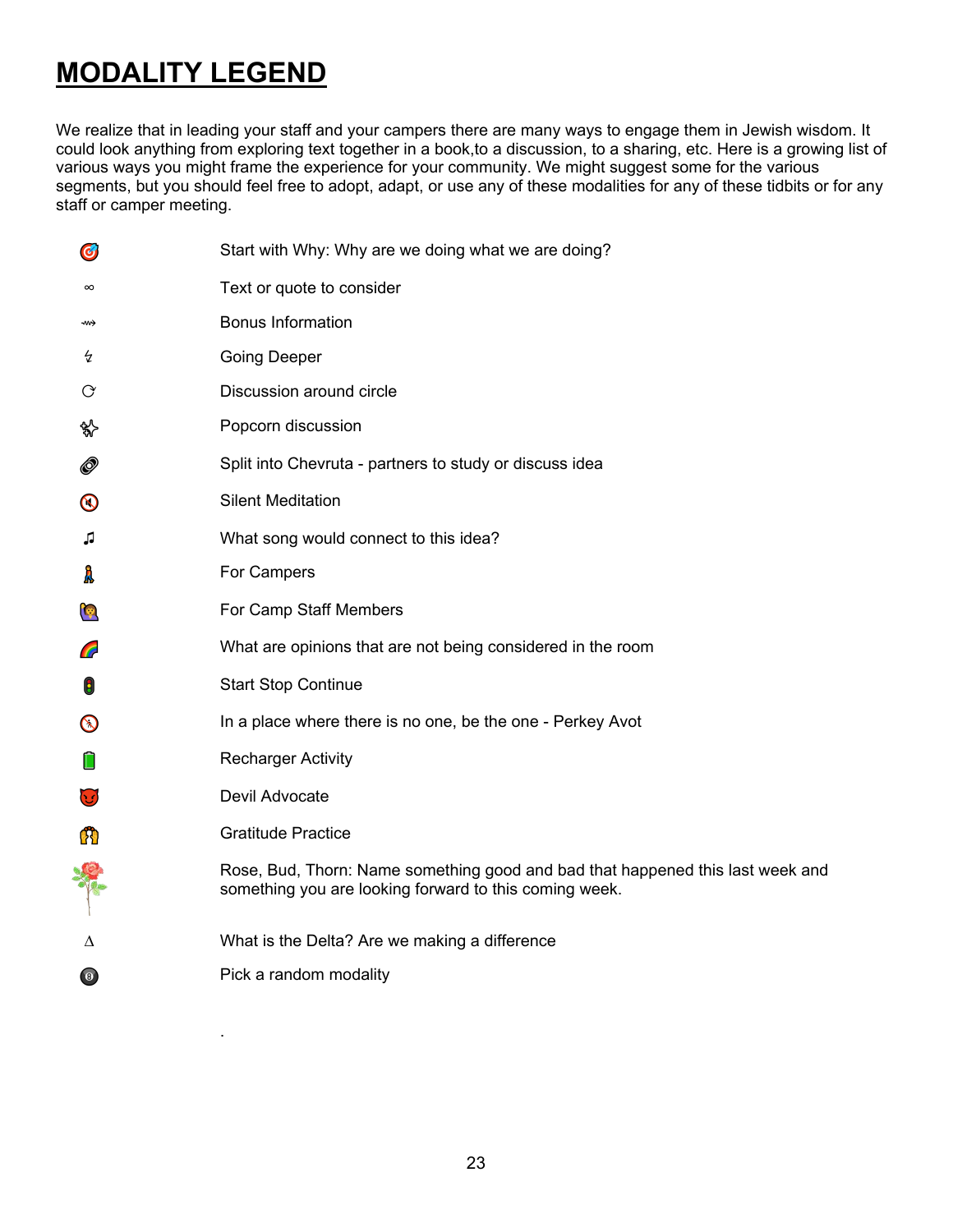# MODALITY LEGEND

We realize that in leading your staff and your campers there are many ways to engage them in Jewish wisdom. It could look anything from exploring text together in a book,to a discussion, to a sharing, etc. Here is a growing list of various ways you might frame the experience for your community. We might suggest some for the various segments, but you should feel free to adopt, adapt, or use any of these modalities for any of these tidbits or for any staff or camper meeting.

| | |
|---|---|
| 🎯 | Start with Why: Why are we doing what we are doing? |
| ∞ | Text or quote to consider |
| ⇝ | Bonus Information |
| ϟ | Going Deeper |
| ⟳ | Discussion around circle |
| ✨ | Popcorn discussion |
| 🥏 | Split into Chevruta - partners to study or discuss idea |
| 🔇 | Silent Meditation |
| ♬ | What song would connect to this idea? |
| 🚶 | For Campers |
| 🙋 | For Camp Staff Members |
| 🌈 | What are opinions that are not being considered in the room |
| 🚦 | Start Stop Continue |
| 🚷 | In a place where there is no one, be the one - Perkey Avot |
| 🔋 | Recharger Activity |
| 😈 | Devil Advocate |
| 🙌 | Gratitude Practice |
| 🌹 | Rose, Bud, Thorn: Name something good and bad that happened this last week and something you are looking forward to this coming week. |
| Δ | What is the Delta? Are we making a difference |
| 🎱 | Pick a random modality |

.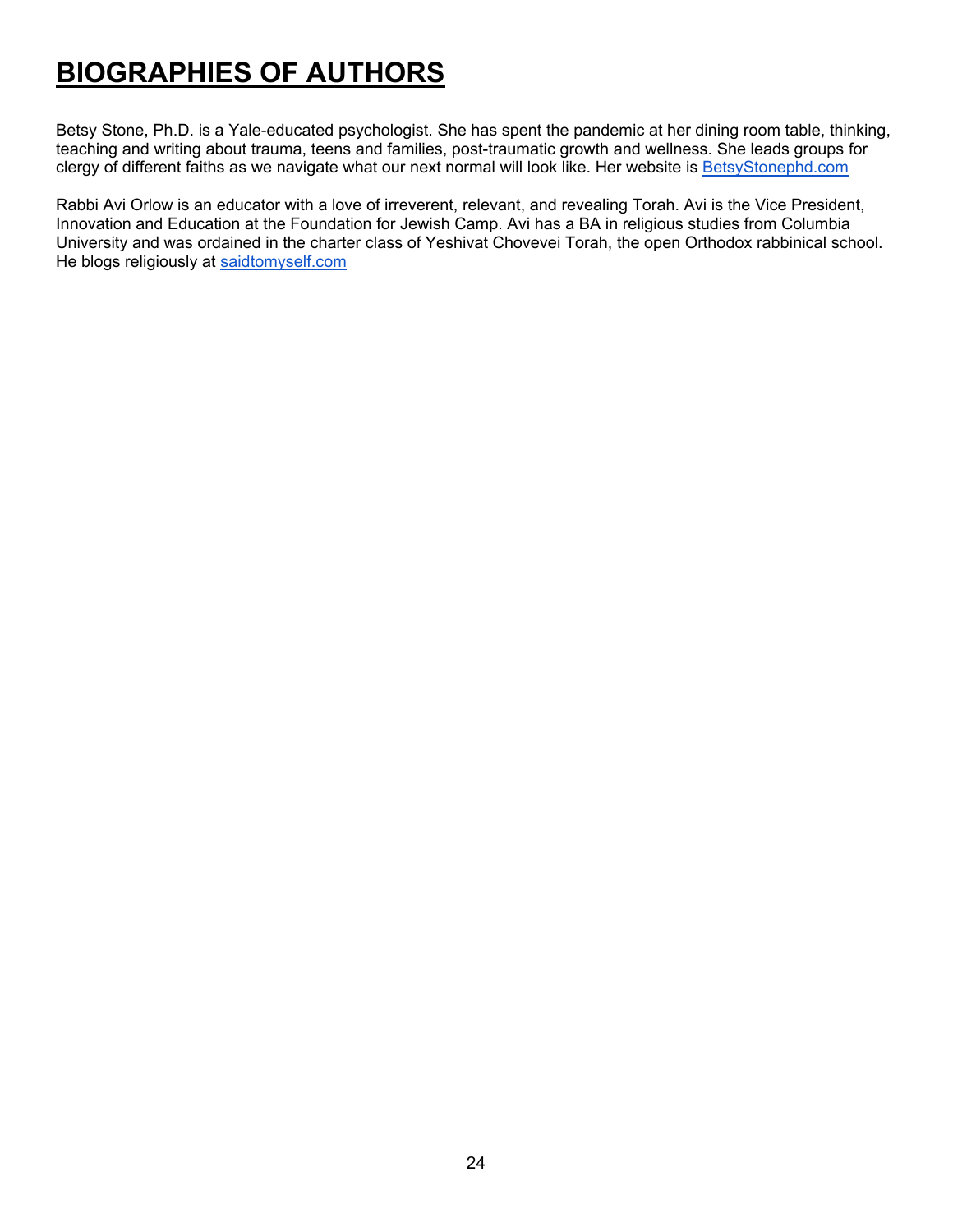# **BIOGRAPHIES OF AUTHORS**

Betsy Stone, Ph.D. is a Yale-educated psychologist. She has spent the pandemic at her dining room table, thinking, teaching and writing about trauma, teens and families, post-traumatic growth and wellness. She leads groups for clergy of different faiths as we navigate what our next normal will look like. Her website is [BetsyStonephd.com](BetsyStonephd.com)

Rabbi Avi Orlow is an educator with a love of irreverent, relevant, and revealing Torah. Avi is the Vice President, Innovation and Education at the Foundation for Jewish Camp. Avi has a BA in religious studies from Columbia University and was ordained in the charter class of Yeshivat Chovevei Torah, the open Orthodox rabbinical school. He blogs religiously at [saidtomyself.com](saidtomyself.com)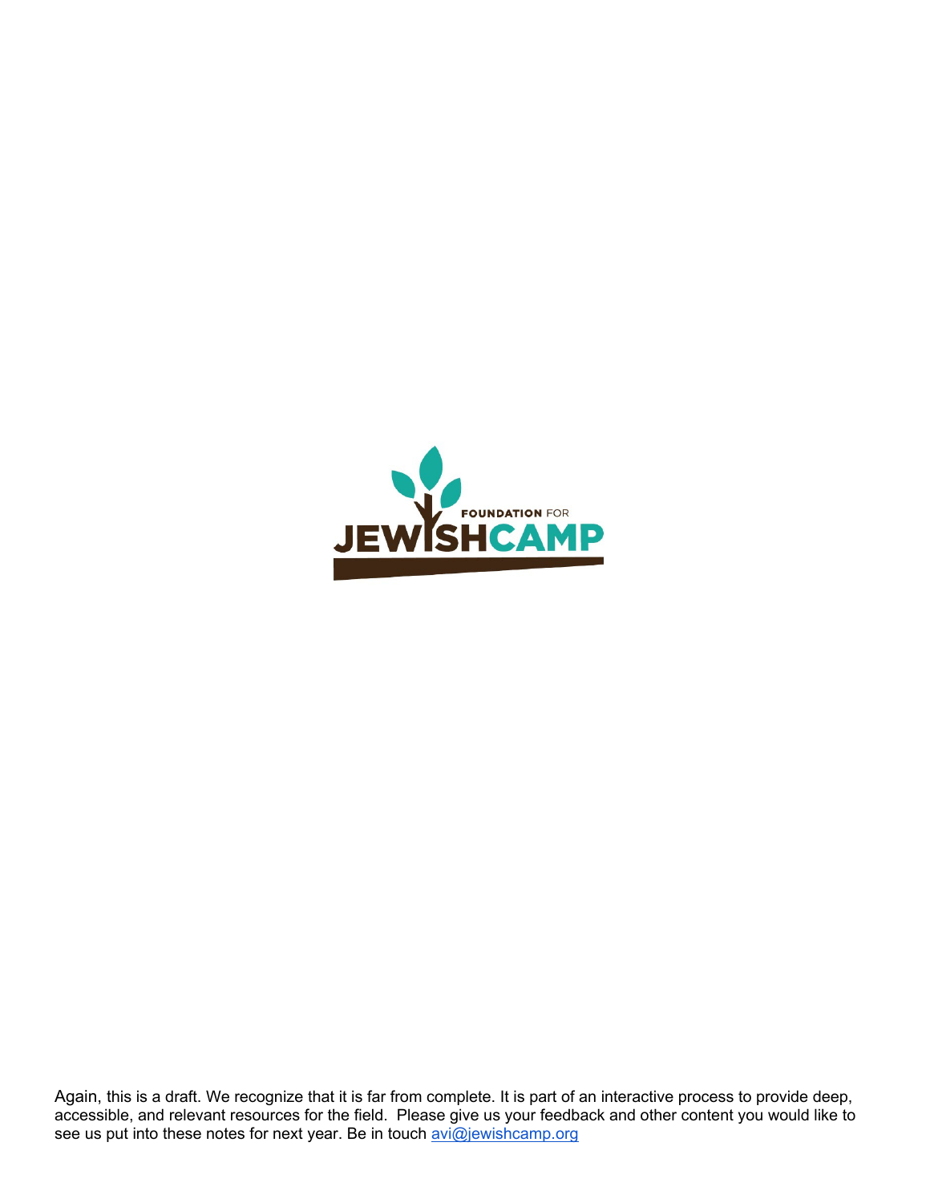FOUNDATION FOR
JEWISHCAMP

Again, this is a draft. We recognize that it is far from complete. It is part of an interactive process to provide deep, accessible, and relevant resources for the field. Please give us your feedback and other content you would like to see us put into these notes for next year. Be in touch avi@jewishcamp.org